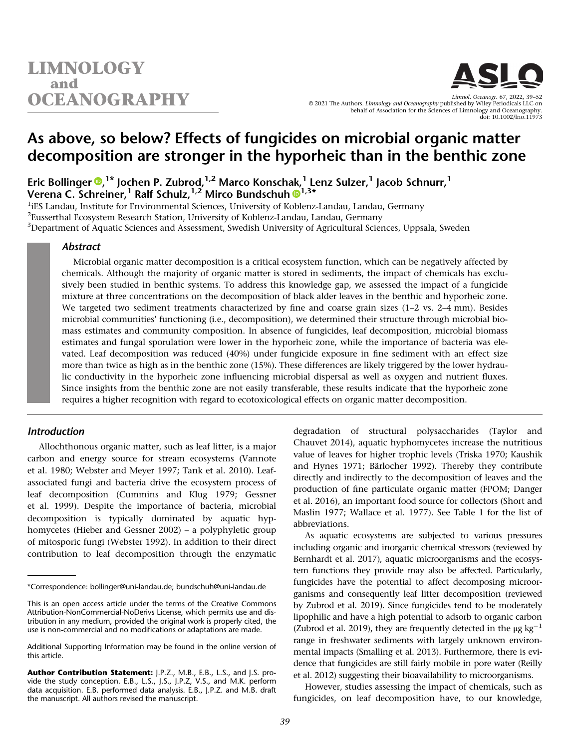# As above, so below? Effects of fungicides on microbial organic matter decomposition are stronger in the hyporheic than in the benthic zone

Eric Bollinger[1]*, Jochen P. Zubrod[1,2], Marco Konschak[1], Lenz Sulzer[1], Jacob Schnurr[1], Verena C. Schreiner[1], Ralf Schulz[1,2], Mirco Bundschuh[1,3]*

[1]iES Landau, Institute for Environmental Sciences, University of Koblenz-Landau, Landau, Germany
[2]Eusserthal Ecosystem Research Station, University of Koblenz-Landau, Landau, Germany
[3]Department of Aquatic Sciences and Assessment, Swedish University of Agricultural Sciences, Uppsala, Sweden

## Abstract

Microbial organic matter decomposition is a critical ecosystem function, which can be negatively affected by chemicals. Although the majority of organic matter is stored in sediments, the impact of chemicals has exclusively been studied in benthic systems. To address this knowledge gap, we assessed the impact of a fungicide mixture at three concentrations on the decomposition of black alder leaves in the benthic and hyporheic zone. We targeted two sediment treatments characterized by fine and coarse grain sizes (1–2 vs. 2–4 mm). Besides microbial communities' functioning (i.e., decomposition), we determined their structure through microbial biomass estimates and community composition. In absence of fungicides, leaf decomposition, microbial biomass estimates and fungal sporulation were lower in the hyporheic zone, while the importance of bacteria was elevated. Leaf decomposition was reduced (40%) under fungicide exposure in fine sediment with an effect size more than twice as high as in the benthic zone (15%). These differences are likely triggered by the lower hydraulic conductivity in the hyporheic zone influencing microbial dispersal as well as oxygen and nutrient fluxes. Since insights from the benthic zone are not easily transferable, these results indicate that the hyporheic zone requires a higher recognition with regard to ecotoxicological effects on organic matter decomposition.

## Introduction

Allochthonous organic matter, such as leaf litter, is a major carbon and energy source for stream ecosystems (Vannote et al. 1980; Webster and Meyer 1997; Tank et al. 2010). Leaf-associated fungi and bacteria drive the ecosystem process of leaf decomposition (Cummins and Klug 1979; Gessner et al. 1999). Despite the importance of bacteria, microbial decomposition is typically dominated by aquatic hyphomycetes (Hieber and Gessner 2002) – a polyphyletic group of mitosporic fungi (Webster 1992). In addition to their direct contribution to leaf decomposition through the enzymatic degradation of structural polysaccharides (Taylor and Chauvet 2014), aquatic hyphomycetes increase the nutritious value of leaves for higher trophic levels (Triska 1970; Kaushik and Hynes 1971; Bärlocher 1992). Thereby they contribute directly and indirectly to the decomposition of leaves and the production of fine particulate organic matter (FPOM; Danger et al. 2016), an important food source for collectors (Short and Maslin 1977; Wallace et al. 1977). See Table 1 for the list of abbreviations.

As aquatic ecosystems are subjected to various pressures including organic and inorganic chemical stressors (reviewed by Bernhardt et al. 2017), aquatic microorganisms and the ecosystem functions they provide may also be affected. Particularly, fungicides have the potential to affect decomposing microorganisms and consequently leaf litter decomposition (reviewed by Zubrod et al. 2019). Since fungicides tend to be moderately lipophilic and have a high potential to adsorb to organic carbon (Zubrod et al. 2019), they are frequently detected in the μg kg$^{-1}$ range in freshwater sediments with largely unknown environmental impacts (Smalling et al. 2013). Furthermore, there is evidence that fungicides are still fairly mobile in pore water (Reilly et al. 2012) suggesting their bioavailability to microorganisms.

However, studies assessing the impact of chemicals, such as fungicides, on leaf decomposition have, to our knowledge,

---

*Correspondence: bollinger@uni-landau.de; bundschuh@uni-landau.de

This is an open access article under the terms of the Creative Commons Attribution-NonCommercial-NoDerivs License, which permits use and distribution in any medium, provided the original work is properly cited, the use is non-commercial and no modifications or adaptations are made.

Additional Supporting Information may be found in the online version of this article.

**Author Contribution Statement:** J.P.Z., M.B., E.B., L.S., and J.S. provide the study conception. E.B., L.S., J.S., J.P.Z, V.S., and M.K. perform data acquisition. E.B. performed data analysis. E.B., J.P.Z. and M.B. draft the manuscript. All authors revised the manuscript.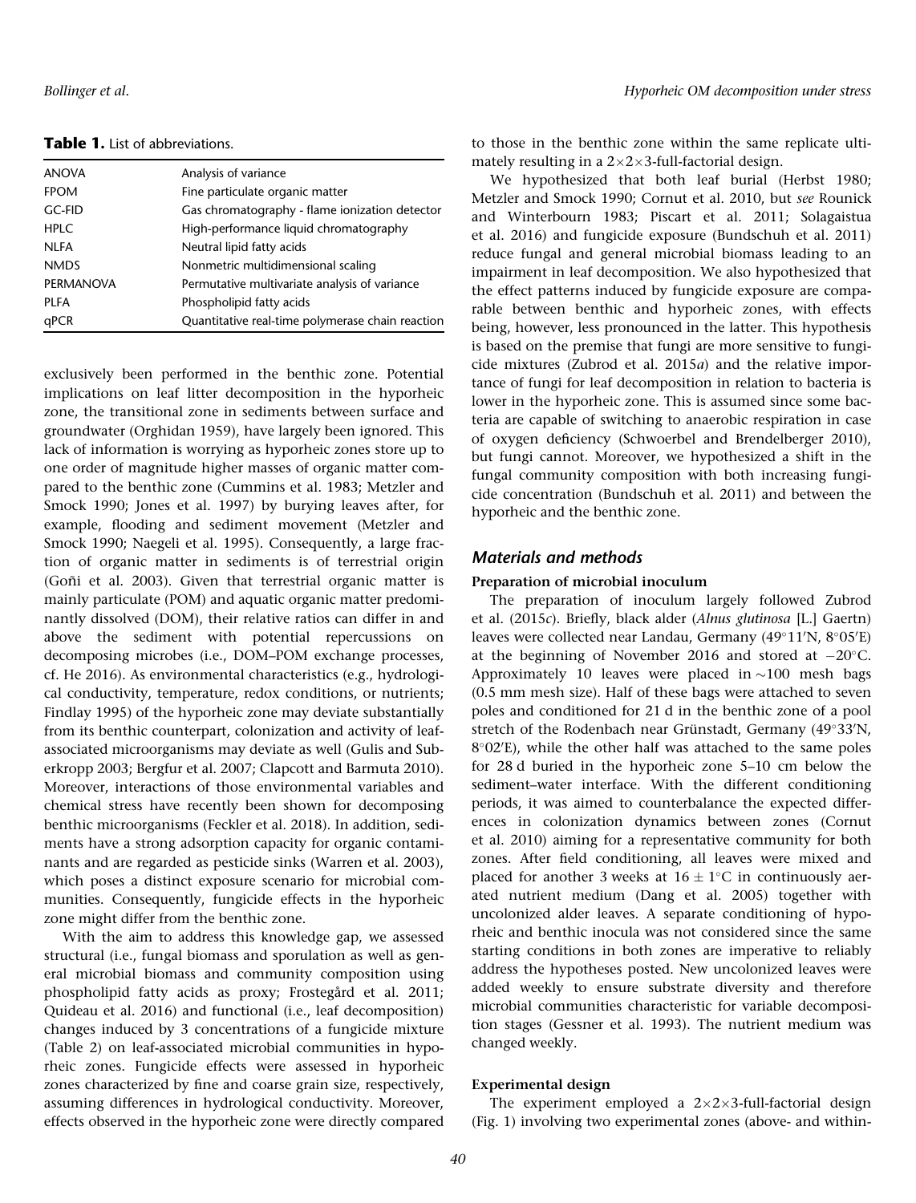**Table 1.** List of abbreviations.

| | |
|---|---|
| ANOVA | Analysis of variance |
| FPOM | Fine particulate organic matter |
| GC-FID | Gas chromatography - flame ionization detector |
| HPLC | High-performance liquid chromatography |
| NLFA | Neutral lipid fatty acids |
| NMDS | Nonmetric multidimensional scaling |
| PERMANOVA | Permutative multivariate analysis of variance |
| PLFA | Phospholipid fatty acids |
| qPCR | Quantitative real-time polymerase chain reaction |

exclusively been performed in the benthic zone. Potential implications on leaf litter decomposition in the hyporheic zone, the transitional zone in sediments between surface and groundwater (Orghidan 1959), have largely been ignored. This lack of information is worrying as hyporheic zones store up to one order of magnitude higher masses of organic matter compared to the benthic zone (Cummins et al. 1983; Metzler and Smock 1990; Jones et al. 1997) by burying leaves after, for example, flooding and sediment movement (Metzler and Smock 1990; Naegeli et al. 1995). Consequently, a large fraction of organic matter in sediments is of terrestrial origin (Goñi et al. 2003). Given that terrestrial organic matter is mainly particulate (POM) and aquatic organic matter predominantly dissolved (DOM), their relative ratios can differ in and above the sediment with potential repercussions on decomposing microbes (i.e., DOM–POM exchange processes, cf. He 2016). As environmental characteristics (e.g., hydrological conductivity, temperature, redox conditions, or nutrients; Findlay 1995) of the hyporheic zone may deviate substantially from its benthic counterpart, colonization and activity of leaf-associated microorganisms may deviate as well (Gulis and Suberkropp 2003; Bergfur et al. 2007; Clapcott and Barmuta 2010). Moreover, interactions of those environmental variables and chemical stress have recently been shown for decomposing benthic microorganisms (Feckler et al. 2018). In addition, sediments have a strong adsorption capacity for organic contaminants and are regarded as pesticide sinks (Warren et al. 2003), which poses a distinct exposure scenario for microbial communities. Consequently, fungicide effects in the hyporheic zone might differ from the benthic zone.

With the aim to address this knowledge gap, we assessed structural (i.e., fungal biomass and sporulation as well as general microbial biomass and community composition using phospholipid fatty acids as proxy; Frostegård et al. 2011; Quideau et al. 2016) and functional (i.e., leaf decomposition) changes induced by 3 concentrations of a fungicide mixture (Table 2) on leaf-associated microbial communities in hyporheic zones. Fungicide effects were assessed in hyporheic zones characterized by fine and coarse grain size, respectively, assuming differences in hydrological conductivity. Moreover, effects observed in the hyporheic zone were directly compared to those in the benthic zone within the same replicate ultimately resulting in a 2×2×3-full-factorial design.

We hypothesized that both leaf burial (Herbst 1980; Metzler and Smock 1990; Cornut et al. 2010, but *see* Rounick and Winterbourn 1983; Piscart et al. 2011; Solagaistua et al. 2016) and fungicide exposure (Bundschuh et al. 2011) reduce fungal and general microbial biomass leading to an impairment in leaf decomposition. We also hypothesized that the effect patterns induced by fungicide exposure are comparable between benthic and hyporheic zones, with effects being, however, less pronounced in the latter. This hypothesis is based on the premise that fungi are more sensitive to fungicide mixtures (Zubrod et al. 2015*a*) and the relative importance of fungi for leaf decomposition in relation to bacteria is lower in the hyporheic zone. This is assumed since some bacteria are capable of switching to anaerobic respiration in case of oxygen deficiency (Schwoerbel and Brendelberger 2010), but fungi cannot. Moreover, we hypothesized a shift in the fungal community composition with both increasing fungicide concentration (Bundschuh et al. 2011) and between the hyporheic and the benthic zone.

## Materials and methods

### Preparation of microbial inoculum

The preparation of inoculum largely followed Zubrod et al. (2015*c*). Briefly, black alder (*Alnus glutinosa* [L.] Gaertn) leaves were collected near Landau, Germany (49°11′N, 8°05′E) at the beginning of November 2016 and stored at −20°C. Approximately 10 leaves were placed in ~100 mesh bags (0.5 mm mesh size). Half of these bags were attached to seven poles and conditioned for 21 d in the benthic zone of a pool stretch of the Rodenbach near Grünstadt, Germany (49°33′N, 8°02′E), while the other half was attached to the same poles for 28 d buried in the hyporheic zone 5–10 cm below the sediment–water interface. With the different conditioning periods, it was aimed to counterbalance the expected differences in colonization dynamics between zones (Cornut et al. 2010) aiming for a representative community for both zones. After field conditioning, all leaves were mixed and placed for another 3 weeks at 16 ± 1°C in continuously aerated nutrient medium (Dang et al. 2005) together with uncolonized alder leaves. A separate conditioning of hyporheic and benthic inocula was not considered since the same starting conditions in both zones are imperative to reliably address the hypotheses posted. New uncolonized leaves were added weekly to ensure substrate diversity and therefore microbial communities characteristic for variable decomposition stages (Gessner et al. 1993). The nutrient medium was changed weekly.

### Experimental design

The experiment employed a 2×2×3-full-factorial design (Fig. 1) involving two experimental zones (above- and within-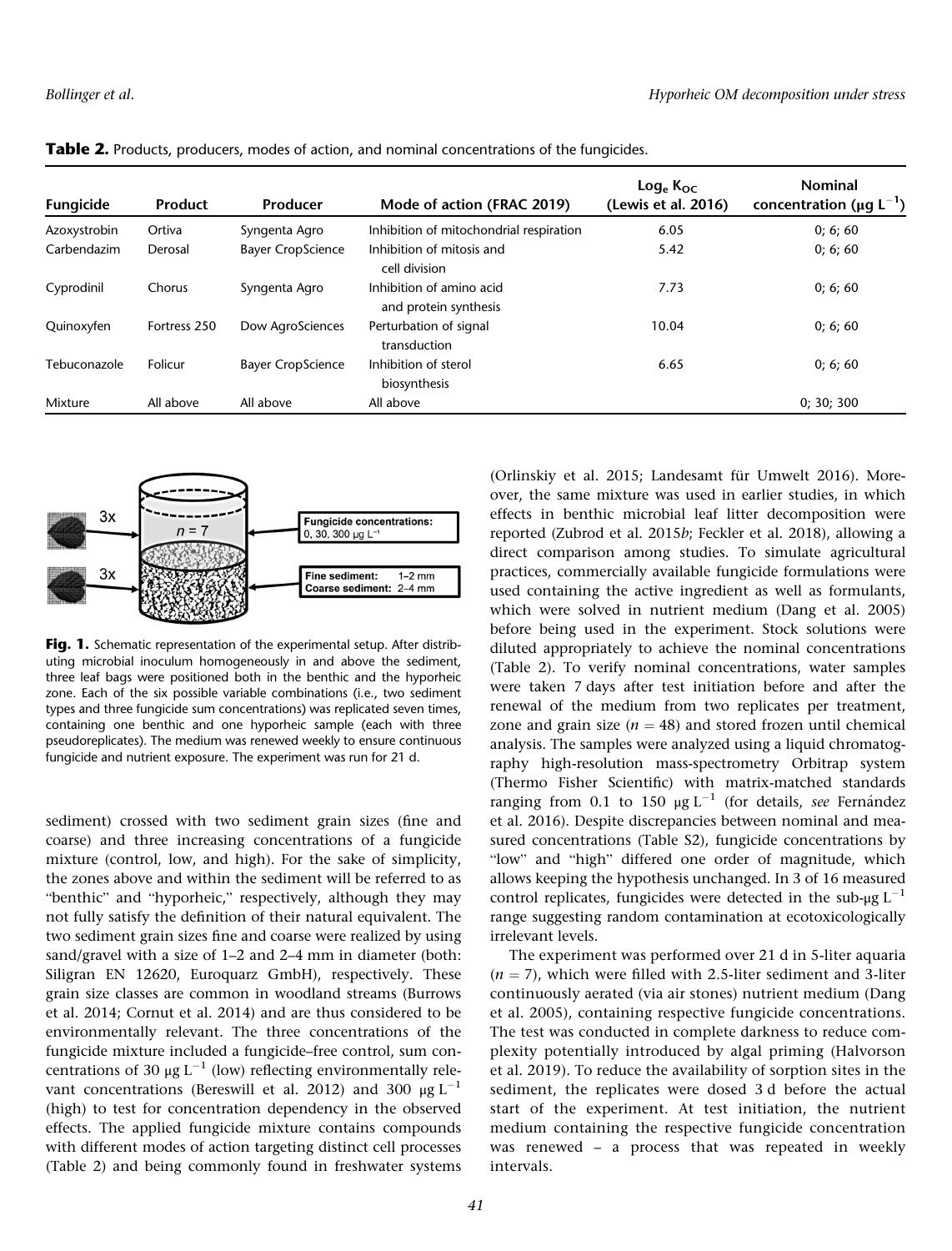**Table 2.** Products, producers, modes of action, and nominal concentrations of the fungicides.

| Fungicide | Product | Producer | Mode of action (FRAC 2019) | $\text{Log}_e$ $K_{OC}$ (Lewis et al. 2016) | Nominal concentration ($\mu$g $L^{-1}$) |
|---|---|---|---|---|---|
| Azoxystrobin | Ortiva | Syngenta Agro | Inhibition of mitochondrial respiration | 6.05 | 0; 6; 60 |
| Carbendazim | Derosal | Bayer CropScience | Inhibition of mitosis and cell division | 5.42 | 0; 6; 60 |
| Cyprodinil | Chorus | Syngenta Agro | Inhibition of amino acid and protein synthesis | 7.73 | 0; 6; 60 |
| Quinoxyfen | Fortress 250 | Dow AgroSciences | Perturbation of signal transduction | 10.04 | 0; 6; 60 |
| Tebuconazole | Folicur | Bayer CropScience | Inhibition of sterol biosynthesis | 6.65 | 0; 6; 60 |
| Mixture | All above | All above | All above | | 0; 30; 300 |

3x

3x

$n = 7$

**Fungicide concentrations:** 0, 30, 300 µg L$^{-1}$

**Fine sediment:** 1–2 mm
**Coarse sediment:** 2–4 mm

**Fig. 1.** Schematic representation of the experimental setup. After distributing microbial inoculum homogeneously in and above the sediment, three leaf bags were positioned both in the benthic and the hyporheic zone. Each of the six possible variable combinations (i.e., two sediment types and three fungicide sum concentrations) was replicated seven times, containing one benthic and one hyporheic sample (each with three pseudoreplicates). The medium was renewed weekly to ensure continuous fungicide and nutrient exposure. The experiment was run for 21 d.

sediment) crossed with two sediment grain sizes (fine and coarse) and three increasing concentrations of a fungicide mixture (control, low, and high). For the sake of simplicity, the zones above and within the sediment will be referred to as "benthic" and "hyporheic," respectively, although they may not fully satisfy the definition of their natural equivalent. The two sediment grain sizes fine and coarse were realized by using sand/gravel with a size of 1–2 and 2–4 mm in diameter (both: Siligran EN 12620, Euroquarz GmbH), respectively. These grain size classes are common in woodland streams (Burrows et al. 2014; Cornut et al. 2014) and are thus considered to be environmentally relevant. The three concentrations of the fungicide mixture included a fungicide–free control, sum concentrations of 30 µg L$^{-1}$ (low) reflecting environmentally relevant concentrations (Bereswill et al. 2012) and 300 µg L$^{-1}$ (high) to test for concentration dependency in the observed effects. The applied fungicide mixture contains compounds with different modes of action targeting distinct cell processes (Table 2) and being commonly found in freshwater systems (Orlinskiy et al. 2015; Landesamt für Umwelt 2016). Moreover, the same mixture was used in earlier studies, in which effects in benthic microbial leaf litter decomposition were reported (Zubrod et al. 2015*b*; Feckler et al. 2018), allowing a direct comparison among studies. To simulate agricultural practices, commercially available fungicide formulations were used containing the active ingredient as well as formulants, which were solved in nutrient medium (Dang et al. 2005) before being used in the experiment. Stock solutions were diluted appropriately to achieve the nominal concentrations (Table 2). To verify nominal concentrations, water samples were taken 7 days after test initiation before and after the renewal of the medium from two replicates per treatment, zone and grain size ($n = 48$) and stored frozen until chemical analysis. The samples were analyzed using a liquid chromatography high-resolution mass-spectrometry Orbitrap system (Thermo Fisher Scientific) with matrix-matched standards ranging from 0.1 to 150 µg L$^{-1}$ (for details, *see* Fernández et al. 2016). Despite discrepancies between nominal and measured concentrations (Table S2), fungicide concentrations by "low" and "high" differed one order of magnitude, which allows keeping the hypothesis unchanged. In 3 of 16 measured control replicates, fungicides were detected in the sub-µg L$^{-1}$ range suggesting random contamination at ecotoxicologically irrelevant levels.

The experiment was performed over 21 d in 5-liter aquaria ($n = 7$), which were filled with 2.5-liter sediment and 3-liter continuously aerated (via air stones) nutrient medium (Dang et al. 2005), containing respective fungicide concentrations. The test was conducted in complete darkness to reduce complexity potentially introduced by algal priming (Halvorson et al. 2019). To reduce the availability of sorption sites in the sediment, the replicates were dosed 3 d before the actual start of the experiment. At test initiation, the nutrient medium containing the respective fungicide concentration was renewed – a process that was repeated in weekly intervals.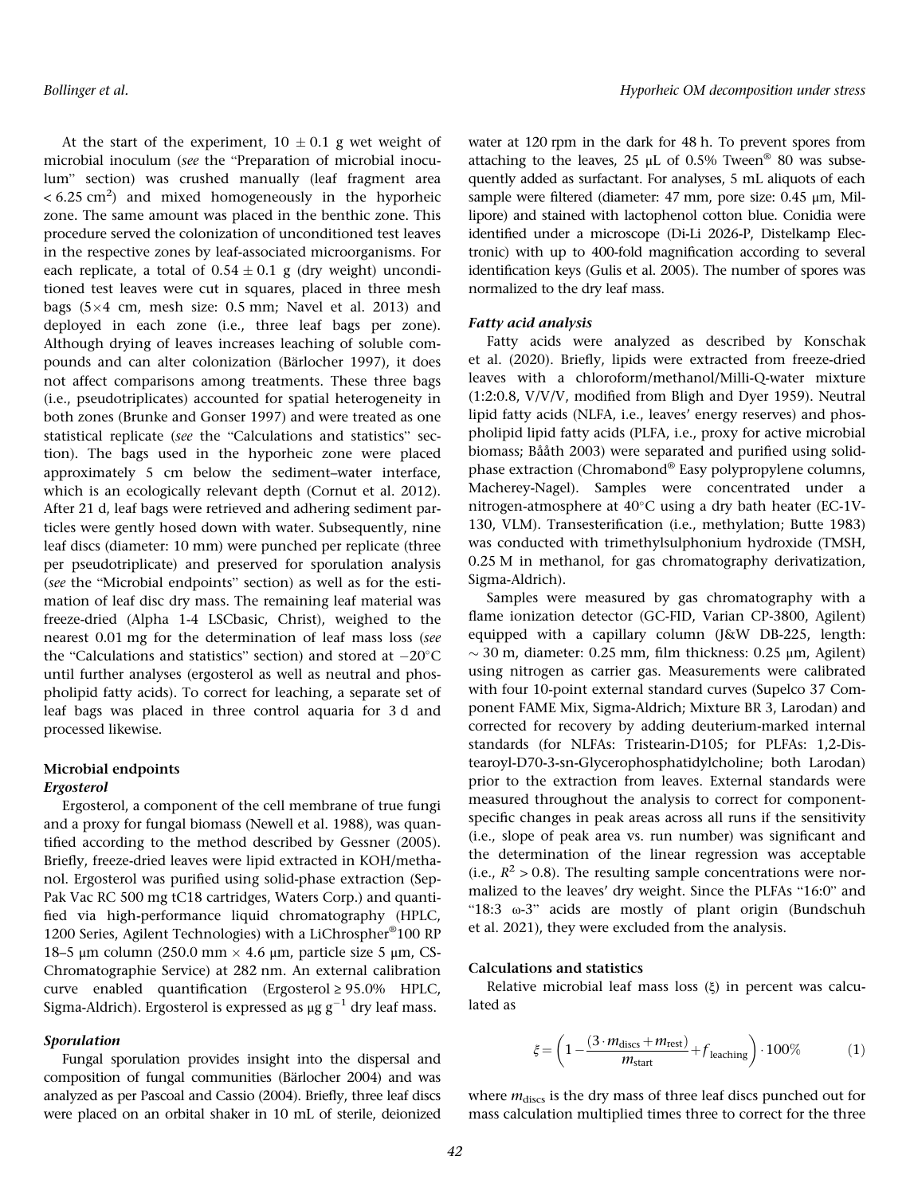At the start of the experiment, $10 \pm 0.1$ g wet weight of microbial inoculum (*see* the "Preparation of microbial inoculum" section) was crushed manually (leaf fragment area $< 6.25 \text{ cm}^2$) and mixed homogeneously in the hyporheic zone. The same amount was placed in the benthic zone. This procedure served the colonization of unconditioned test leaves in the respective zones by leaf-associated microorganisms. For each replicate, a total of $0.54 \pm 0.1$ g (dry weight) unconditioned test leaves were cut in squares, placed in three mesh bags ($5 \times 4$ cm, mesh size: 0.5 mm; Navel et al. 2013) and deployed in each zone (i.e., three leaf bags per zone). Although drying of leaves increases leaching of soluble compounds and can alter colonization (Bärlocher 1997), it does not affect comparisons among treatments. These three bags (i.e., pseudotriplicates) accounted for spatial heterogeneity in both zones (Brunke and Gonser 1997) and were treated as one statistical replicate (*see* the "Calculations and statistics" section). The bags used in the hyporheic zone were placed approximately 5 cm below the sediment–water interface, which is an ecologically relevant depth (Cornut et al. 2012). After 21 d, leaf bags were retrieved and adhering sediment particles were gently hosed down with water. Subsequently, nine leaf discs (diameter: 10 mm) were punched per replicate (three per pseudotriplicate) and preserved for sporulation analysis (*see* the "Microbial endpoints" section) as well as for the estimation of leaf disc dry mass. The remaining leaf material was freeze-dried (Alpha 1-4 LSCbasic, Christ), weighed to the nearest 0.01 mg for the determination of leaf mass loss (*see* the "Calculations and statistics" section) and stored at $-20^{\circ}$C until further analyses (ergosterol as well as neutral and phospholipid fatty acids). To correct for leaching, a separate set of leaf bags was placed in three control aquaria for 3 d and processed likewise.

## Microbial endpoints

### *Ergosterol*

Ergosterol, a component of the cell membrane of true fungi and a proxy for fungal biomass (Newell et al. 1988), was quantified according to the method described by Gessner (2005). Briefly, freeze-dried leaves were lipid extracted in KOH/methanol. Ergosterol was purified using solid-phase extraction (Sep-Pak Vac RC 500 mg tC18 cartridges, Waters Corp.) and quantified via high-performance liquid chromatography (HPLC, 1200 Series, Agilent Technologies) with a LiChrospher®100 RP 18–5 μm column (250.0 mm × 4.6 μm, particle size 5 μm, CS-Chromatographie Service) at 282 nm. An external calibration curve enabled quantification (Ergosterol ≥ 95.0% HPLC, Sigma-Aldrich). Ergosterol is expressed as $\mu g\ g^{-1}$ dry leaf mass.

### *Sporulation*

Fungal sporulation provides insight into the dispersal and composition of fungal communities (Bärlocher 2004) and was analyzed as per Pascoal and Cassio (2004). Briefly, three leaf discs were placed on an orbital shaker in 10 mL of sterile, deionized water at 120 rpm in the dark for 48 h. To prevent spores from attaching to the leaves, 25 μL of 0.5% Tween® 80 was subsequently added as surfactant. For analyses, 5 mL aliquots of each sample were filtered (diameter: 47 mm, pore size: 0.45 μm, Millipore) and stained with lactophenol cotton blue. Conidia were identified under a microscope (Di-Li 2026-P, Distelkamp Electronic) with up to 400-fold magnification according to several identification keys (Gulis et al. 2005). The number of spores was normalized to the dry leaf mass.

### *Fatty acid analysis*

Fatty acids were analyzed as described by Konschak et al. (2020). Briefly, lipids were extracted from freeze-dried leaves with a chloroform/methanol/Milli-Q-water mixture (1:2:0.8, V/V/V, modified from Bligh and Dyer 1959). Neutral lipid fatty acids (NLFA, i.e., leaves' energy reserves) and phospholipid lipid fatty acids (PLFA, i.e., proxy for active microbial biomass; Bååth 2003) were separated and purified using solid-phase extraction (Chromabond® Easy polypropylene columns, Macherey-Nagel). Samples were concentrated under a nitrogen-atmosphere at 40°C using a dry bath heater (EC-1V-130, VLM). Transesterification (i.e., methylation; Butte 1983) was conducted with trimethylsulphonium hydroxide (TMSH, 0.25 M in methanol, for gas chromatography derivatization, Sigma-Aldrich).

Samples were measured by gas chromatography with a flame ionization detector (GC-FID, Varian CP-3800, Agilent) equipped with a capillary column (J&W DB-225, length: ~ 30 m, diameter: 0.25 mm, film thickness: 0.25 μm, Agilent) using nitrogen as carrier gas. Measurements were calibrated with four 10-point external standard curves (Supelco 37 Component FAME Mix, Sigma-Aldrich; Mixture BR 3, Larodan) and corrected for recovery by adding deuterium-marked internal standards (for NLFAs: Tristearin-D105; for PLFAs: 1,2-Distearoyl-D70-3-sn-Glycerophosphatidylcholine; both Larodan) prior to the extraction from leaves. External standards were measured throughout the analysis to correct for component-specific changes in peak areas across all runs if the sensitivity (i.e., slope of peak area vs. run number) was significant and the determination of the linear regression was acceptable (i.e., $R^2 > 0.8$). The resulting sample concentrations were normalized to the leaves' dry weight. Since the PLFAs "16:0" and "18:3 ω-3" acids are mostly of plant origin (Bundschuh et al. 2021), they were excluded from the analysis.

## Calculations and statistics

Relative microbial leaf mass loss (ξ) in percent was calculated as

$$\xi = \left(1 - \frac{(3 \cdot m_{\text{discs}} + m_{\text{rest}})}{m_{\text{start}}} + f_{\text{leaching}}\right) \cdot 100\% \tag{1}$$

where $m_{\text{discs}}$ is the dry mass of three leaf discs punched out for mass calculation multiplied times three to correct for the three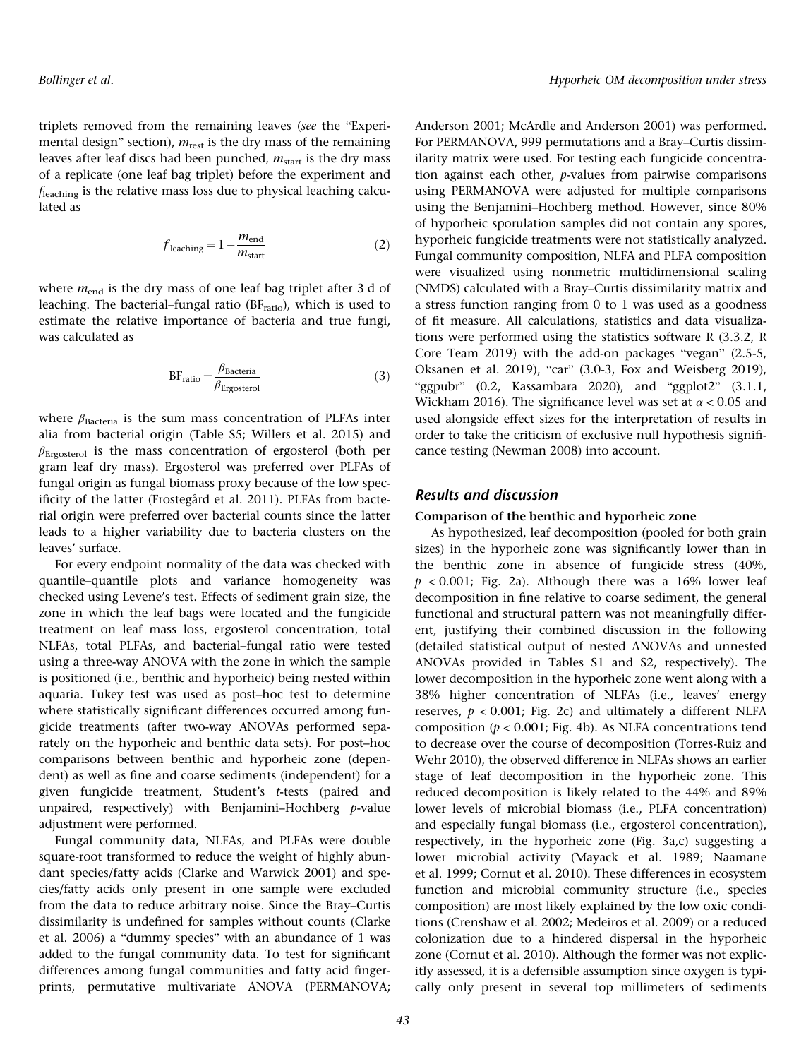triplets removed from the remaining leaves (*see* the "Experimental design" section), $m_{\text{rest}}$ is the dry mass of the remaining leaves after leaf discs had been punched, $m_{\text{start}}$ is the dry mass of a replicate (one leaf bag triplet) before the experiment and $f_{\text{leaching}}$ is the relative mass loss due to physical leaching calculated as

$$f_{\text{leaching}} = 1 - \frac{m_{\text{end}}}{m_{\text{start}}} \tag{2}$$

where $m_{\text{end}}$ is the dry mass of one leaf bag triplet after 3 d of leaching. The bacterial–fungal ratio ($\text{BF}_{\text{ratio}}$), which is used to estimate the relative importance of bacteria and true fungi, was calculated as

$$\text{BF}_{\text{ratio}} = \frac{\beta_{\text{Bacteria}}}{\beta_{\text{Ergosterol}}} \tag{3}$$

where $\beta_{\text{Bacteria}}$ is the sum mass concentration of PLFAs inter alia from bacterial origin (Table S5; Willers et al. 2015) and $\beta_{\text{Ergosterol}}$ is the mass concentration of ergosterol (both per gram leaf dry mass). Ergosterol was preferred over PLFAs of fungal origin as fungal biomass proxy because of the low specificity of the latter (Frostegård et al. 2011). PLFAs from bacterial origin were preferred over bacterial counts since the latter leads to a higher variability due to bacteria clusters on the leaves' surface.

For every endpoint normality of the data was checked with quantile–quantile plots and variance homogeneity was checked using Levene's test. Effects of sediment grain size, the zone in which the leaf bags were located and the fungicide treatment on leaf mass loss, ergosterol concentration, total NLFAs, total PLFAs, and bacterial–fungal ratio were tested using a three-way ANOVA with the zone in which the sample is positioned (i.e., benthic and hyporheic) being nested within aquaria. Tukey test was used as post–hoc test to determine where statistically significant differences occurred among fungicide treatments (after two-way ANOVAs performed separately on the hyporheic and benthic data sets). For post–hoc comparisons between benthic and hyporheic zone (dependent) as well as fine and coarse sediments (independent) for a given fungicide treatment, Student's *t*-tests (paired and unpaired, respectively) with Benjamini–Hochberg *p*-value adjustment were performed.

Fungal community data, NLFAs, and PLFAs were double square-root transformed to reduce the weight of highly abundant species/fatty acids (Clarke and Warwick 2001) and species/fatty acids only present in one sample were excluded from the data to reduce arbitrary noise. Since the Bray–Curtis dissimilarity is undefined for samples without counts (Clarke et al. 2006) a "dummy species" with an abundance of 1 was added to the fungal community data. To test for significant differences among fungal communities and fatty acid fingerprints, permutative multivariate ANOVA (PERMANOVA; Anderson 2001; McArdle and Anderson 2001) was performed. For PERMANOVA, 999 permutations and a Bray–Curtis dissimilarity matrix were used. For testing each fungicide concentration against each other, *p*-values from pairwise comparisons using PERMANOVA were adjusted for multiple comparisons using the Benjamini–Hochberg method. However, since 80% of hyporheic sporulation samples did not contain any spores, hyporheic fungicide treatments were not statistically analyzed. Fungal community composition, NLFA and PLFA composition were visualized using nonmetric multidimensional scaling (NMDS) calculated with a Bray–Curtis dissimilarity matrix and a stress function ranging from 0 to 1 was used as a goodness of fit measure. All calculations, statistics and data visualizations were performed using the statistics software R (3.3.2, R Core Team 2019) with the add-on packages "vegan" (2.5-5, Oksanen et al. 2019), "car" (3.0-3, Fox and Weisberg 2019), "ggpubr" (0.2, Kassambara 2020), and "ggplot2" (3.1.1, Wickham 2016). The significance level was set at $\alpha < 0.05$ and used alongside effect sizes for the interpretation of results in order to take the criticism of exclusive null hypothesis significance testing (Newman 2008) into account.

## Results and discussion

### Comparison of the benthic and hyporheic zone

As hypothesized, leaf decomposition (pooled for both grain sizes) in the hyporheic zone was significantly lower than in the benthic zone in absence of fungicide stress (40%, $p < 0.001$; Fig. 2a). Although there was a 16% lower leaf decomposition in fine relative to coarse sediment, the general functional and structural pattern was not meaningfully different, justifying their combined discussion in the following (detailed statistical output of nested ANOVAs and unnested ANOVAs provided in Tables S1 and S2, respectively). The lower decomposition in the hyporheic zone went along with a 38% higher concentration of NLFAs (i.e., leaves' energy reserves, $p < 0.001$; Fig. 2c) and ultimately a different NLFA composition ($p < 0.001$; Fig. 4b). As NLFA concentrations tend to decrease over the course of decomposition (Torres-Ruiz and Wehr 2010), the observed difference in NLFAs shows an earlier stage of leaf decomposition in the hyporheic zone. This reduced decomposition is likely related to the 44% and 89% lower levels of microbial biomass (i.e., PLFA concentration) and especially fungal biomass (i.e., ergosterol concentration), respectively, in the hyporheic zone (Fig. 3a,c) suggesting a lower microbial activity (Mayack et al. 1989; Naamane et al. 1999; Cornut et al. 2010). These differences in ecosystem function and microbial community structure (i.e., species composition) are most likely explained by the low oxic conditions (Crenshaw et al. 2002; Medeiros et al. 2009) or a reduced colonization due to a hindered dispersal in the hyporheic zone (Cornut et al. 2010). Although the former was not explicitly assessed, it is a defensible assumption since oxygen is typically only present in several top millimeters of sediments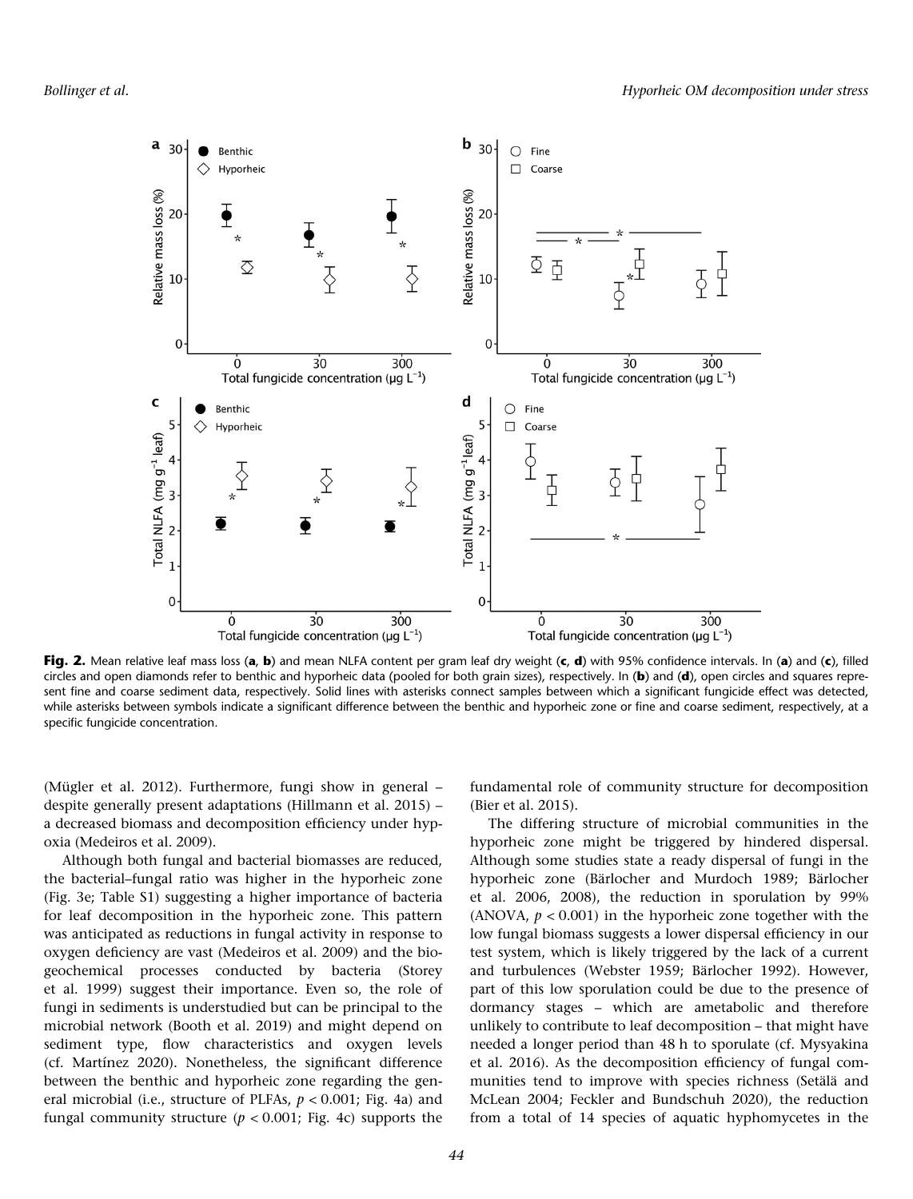**Fig. 2.** Mean relative leaf mass loss (**a**, **b**) and mean NLFA content per gram leaf dry weight (**c**, **d**) with 95% confidence intervals. In (**a**) and (**c**), filled circles and open diamonds refer to benthic and hyporheic data (pooled for both grain sizes), respectively. In (**b**) and (**d**), open circles and squares represent fine and coarse sediment data, respectively. Solid lines with asterisks connect samples between which a significant fungicide effect was detected, while asterisks between symbols indicate a significant difference between the benthic and hyporheic zone or fine and coarse sediment, respectively, at a specific fungicide concentration.

(Mügler et al. 2012). Furthermore, fungi show in general – despite generally present adaptations (Hillmann et al. 2015) – a decreased biomass and decomposition efficiency under hypoxia (Medeiros et al. 2009).

Although both fungal and bacterial biomasses are reduced, the bacterial–fungal ratio was higher in the hyporheic zone (Fig. 3e; Table S1) suggesting a higher importance of bacteria for leaf decomposition in the hyporheic zone. This pattern was anticipated as reductions in fungal activity in response to oxygen deficiency are vast (Medeiros et al. 2009) and the biogeochemical processes conducted by bacteria (Storey et al. 1999) suggest their importance. Even so, the role of fungi in sediments is understudied but can be principal to the microbial network (Booth et al. 2019) and might depend on sediment type, flow characteristics and oxygen levels (cf. Martínez 2020). Nonetheless, the significant difference between the benthic and hyporheic zone regarding the general microbial (i.e., structure of PLFAs, $p < 0.001$; Fig. 4a) and fungal community structure ($p < 0.001$; Fig. 4c) supports the fundamental role of community structure for decomposition (Bier et al. 2015).

The differing structure of microbial communities in the hyporheic zone might be triggered by hindered dispersal. Although some studies state a ready dispersal of fungi in the hyporheic zone (Bärlocher and Murdoch 1989; Bärlocher et al. 2006, 2008), the reduction in sporulation by 99% (ANOVA, $p < 0.001$) in the hyporheic zone together with the low fungal biomass suggests a lower dispersal efficiency in our test system, which is likely triggered by the lack of a current and turbulences (Webster 1959; Bärlocher 1992). However, part of this low sporulation could be due to the presence of dormancy stages – which are ametabolic and therefore unlikely to contribute to leaf decomposition – that might have needed a longer period than 48 h to sporulate (cf. Mysyakina et al. 2016). As the decomposition efficiency of fungal communities tend to improve with species richness (Setälä and McLean 2004; Feckler and Bundschuh 2020), the reduction from a total of 14 species of aquatic hyphomycetes in the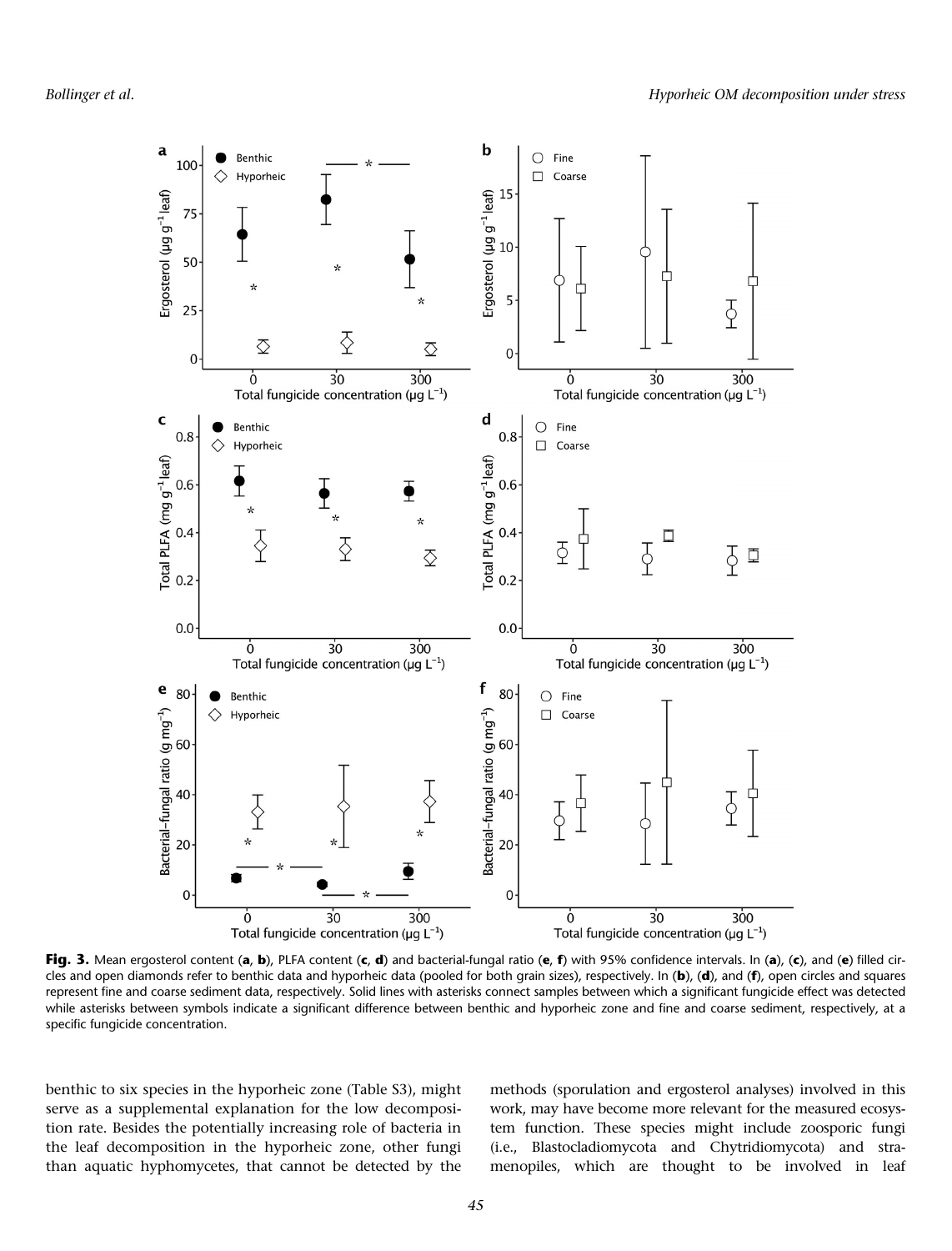**Fig. 3.** Mean ergosterol content (**a**, **b**), PLFA content (**c**, **d**) and bacterial-fungal ratio (**e**, **f**) with 95% confidence intervals. In (**a**), (**c**), and (**e**) filled circles and open diamonds refer to benthic data and hyporheic data (pooled for both grain sizes), respectively. In (**b**), (**d**), and (**f**), open circles and squares represent fine and coarse sediment data, respectively. Solid lines with asterisks connect samples between which a significant fungicide effect was detected while asterisks between symbols indicate a significant difference between benthic and hyporheic zone and fine and coarse sediment, respectively, at a specific fungicide concentration.

benthic to six species in the hyporheic zone (Table S3), might serve as a supplemental explanation for the low decomposition rate. Besides the potentially increasing role of bacteria in the leaf decomposition in the hyporheic zone, other fungi than aquatic hyphomycetes, that cannot be detected by the methods (sporulation and ergosterol analyses) involved in this work, may have become more relevant for the measured ecosystem function. These species might include zoosporic fungi (i.e., Blastocladiomycota and Chytridiomycota) and stramenopiles, which are thought to be involved in leaf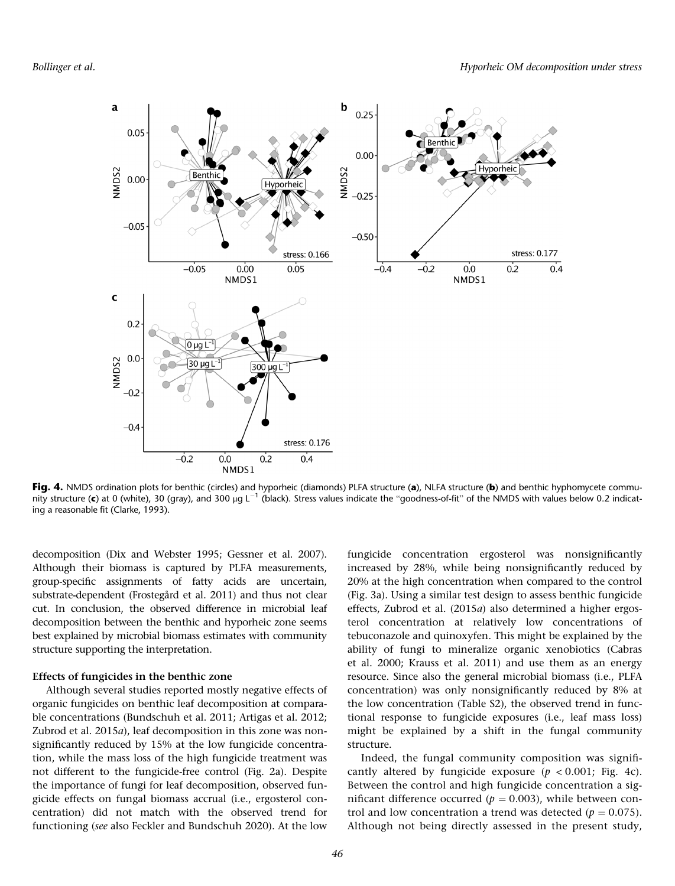**Fig. 4.** NMDS ordination plots for benthic (circles) and hyporheic (diamonds) PLFA structure (**a**), NLFA structure (**b**) and benthic hyphomycete community structure (**c**) at 0 (white), 30 (gray), and 300 μg $L^{-1}$ (black). Stress values indicate the "goodness-of-fit" of the NMDS with values below 0.2 indicating a reasonable fit (Clarke, 1993).

decomposition (Dix and Webster 1995; Gessner et al. 2007). Although their biomass is captured by PLFA measurements, group-specific assignments of fatty acids are uncertain, substrate-dependent (Frostegård et al. 2011) and thus not clear cut. In conclusion, the observed difference in microbial leaf decomposition between the benthic and hyporheic zone seems best explained by microbial biomass estimates with community structure supporting the interpretation.

### Effects of fungicides in the benthic zone

Although several studies reported mostly negative effects of organic fungicides on benthic leaf decomposition at comparable concentrations (Bundschuh et al. 2011; Artigas et al. 2012; Zubrod et al. 2015*a*), leaf decomposition in this zone was nonsignificantly reduced by 15% at the low fungicide concentration, while the mass loss of the high fungicide treatment was not different to the fungicide-free control (Fig. 2a). Despite the importance of fungi for leaf decomposition, observed fungicide effects on fungal biomass accrual (i.e., ergosterol concentration) did not match with the observed trend for functioning (*see* also Feckler and Bundschuh 2020). At the low fungicide concentration ergosterol was nonsignificantly increased by 28%, while being nonsignificantly reduced by 20% at the high concentration when compared to the control (Fig. 3a). Using a similar test design to assess benthic fungicide effects, Zubrod et al. (2015*a*) also determined a higher ergosterol concentration at relatively low concentrations of tebuconazole and quinoxyfen. This might be explained by the ability of fungi to mineralize organic xenobiotics (Cabras et al. 2000; Krauss et al. 2011) and use them as an energy resource. Since also the general microbial biomass (i.e., PLFA concentration) was only nonsignificantly reduced by 8% at the low concentration (Table S2), the observed trend in functional response to fungicide exposures (i.e., leaf mass loss) might be explained by a shift in the fungal community structure.

Indeed, the fungal community composition was significantly altered by fungicide exposure ($p < 0.001$; Fig. 4c). Between the control and high fungicide concentration a significant difference occurred ($p = 0.003$), while between control and low concentration a trend was detected ($p = 0.075$). Although not being directly assessed in the present study,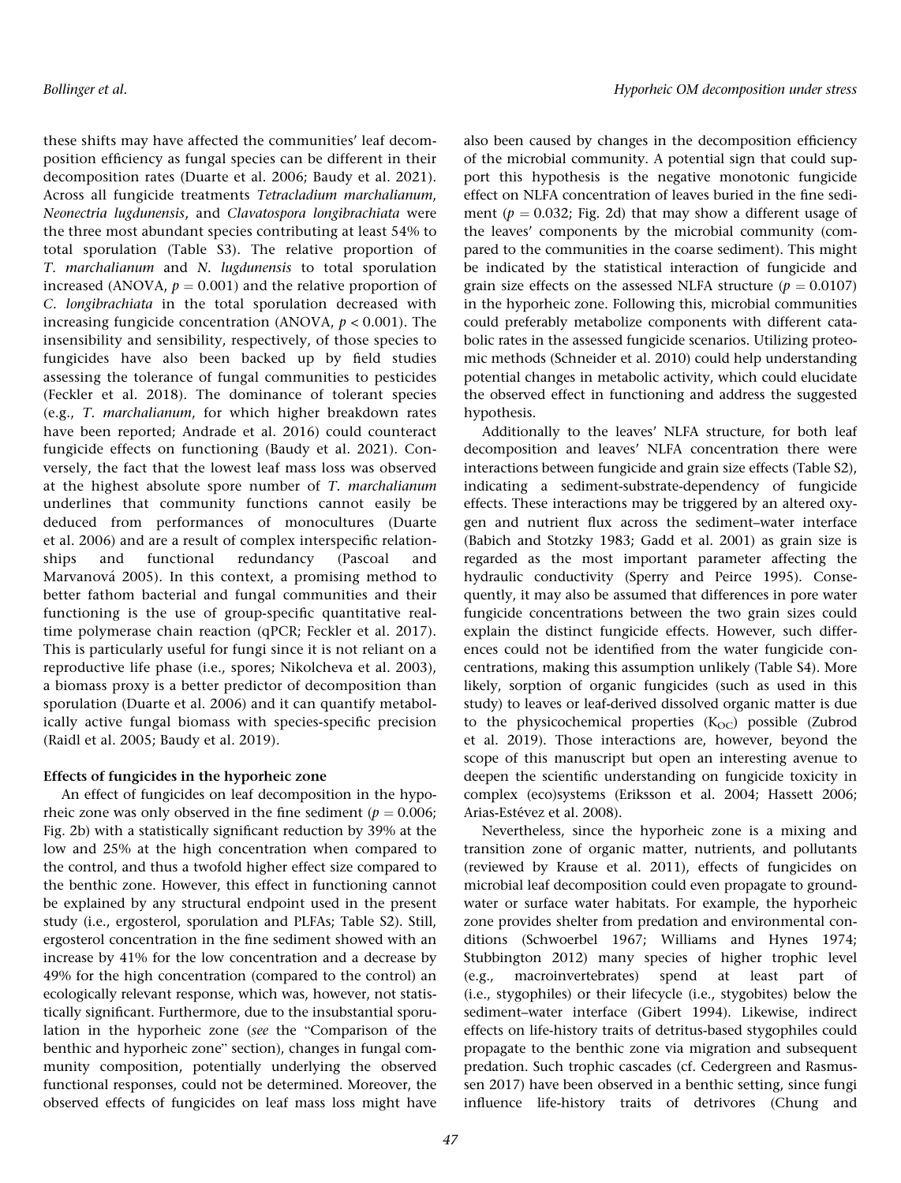these shifts may have affected the communities' leaf decomposition efficiency as fungal species can be different in their decomposition rates (Duarte et al. 2006; Baudy et al. 2021). Across all fungicide treatments *Tetracladium marchalianum*, *Neonectria lugdunensis*, and *Clavatospora longibrachiata* were the three most abundant species contributing at least 54% to total sporulation (Table S3). The relative proportion of *T. marchalianum* and *N. lugdunensis* to total sporulation increased (ANOVA, $p = 0.001$) and the relative proportion of *C. longibrachiata* in the total sporulation decreased with increasing fungicide concentration (ANOVA, $p < 0.001$). The insensibility and sensibility, respectively, of those species to fungicides have also been backed up by field studies assessing the tolerance of fungal communities to pesticides (Feckler et al. 2018). The dominance of tolerant species (e.g., *T. marchalianum*, for which higher breakdown rates have been reported; Andrade et al. 2016) could counteract fungicide effects on functioning (Baudy et al. 2021). Conversely, the fact that the lowest leaf mass loss was observed at the highest absolute spore number of *T. marchalianum* underlines that community functions cannot easily be deduced from performances of monocultures (Duarte et al. 2006) and are a result of complex interspecific relationships and functional redundancy (Pascoal and Marvanová 2005). In this context, a promising method to better fathom bacterial and fungal communities and their functioning is the use of group-specific quantitative real-time polymerase chain reaction (qPCR; Feckler et al. 2017). This is particularly useful for fungi since it is not reliant on a reproductive life phase (i.e., spores; Nikolcheva et al. 2003), a biomass proxy is a better predictor of decomposition than sporulation (Duarte et al. 2006) and it can quantify metabolically active fungal biomass with species-specific precision (Raidl et al. 2005; Baudy et al. 2019).

### Effects of fungicides in the hyporheic zone

An effect of fungicides on leaf decomposition in the hyporheic zone was only observed in the fine sediment ($p = 0.006$; Fig. 2b) with a statistically significant reduction by 39% at the low and 25% at the high concentration when compared to the control, and thus a twofold higher effect size compared to the benthic zone. However, this effect in functioning cannot be explained by any structural endpoint used in the present study (i.e., ergosterol, sporulation and PLFAs; Table S2). Still, ergosterol concentration in the fine sediment showed with an increase by 41% for the low concentration and a decrease by 49% for the high concentration (compared to the control) an ecologically relevant response, which was, however, not statistically significant. Furthermore, due to the insubstantial sporulation in the hyporheic zone (*see* the "Comparison of the benthic and hyporheic zone" section), changes in fungal community composition, potentially underlying the observed functional responses, could not be determined. Moreover, the observed effects of fungicides on leaf mass loss might have also been caused by changes in the decomposition efficiency of the microbial community. A potential sign that could support this hypothesis is the negative monotonic fungicide effect on NLFA concentration of leaves buried in the fine sediment ($p = 0.032$; Fig. 2d) that may show a different usage of the leaves' components by the microbial community (compared to the communities in the coarse sediment). This might be indicated by the statistical interaction of fungicide and grain size effects on the assessed NLFA structure ($p = 0.0107$) in the hyporheic zone. Following this, microbial communities could preferably metabolize components with different catabolic rates in the assessed fungicide scenarios. Utilizing proteomic methods (Schneider et al. 2010) could help understanding potential changes in metabolic activity, which could elucidate the observed effect in functioning and address the suggested hypothesis.

Additionally to the leaves' NLFA structure, for both leaf decomposition and leaves' NLFA concentration there were interactions between fungicide and grain size effects (Table S2), indicating a sediment-substrate-dependency of fungicide effects. These interactions may be triggered by an altered oxygen and nutrient flux across the sediment–water interface (Babich and Stotzky 1983; Gadd et al. 2001) as grain size is regarded as the most important parameter affecting the hydraulic conductivity (Sperry and Peirce 1995). Consequently, it may also be assumed that differences in pore water fungicide concentrations between the two grain sizes could explain the distinct fungicide effects. However, such differences could not be identified from the water fungicide concentrations, making this assumption unlikely (Table S4). More likely, sorption of organic fungicides (such as used in this study) to leaves or leaf-derived dissolved organic matter is due to the physicochemical properties ($K_{OC}$) possible (Zubrod et al. 2019). Those interactions are, however, beyond the scope of this manuscript but open an interesting avenue to deepen the scientific understanding on fungicide toxicity in complex (eco)systems (Eriksson et al. 2004; Hassett 2006; Arias-Estévez et al. 2008).

Nevertheless, since the hyporheic zone is a mixing and transition zone of organic matter, nutrients, and pollutants (reviewed by Krause et al. 2011), effects of fungicides on microbial leaf decomposition could even propagate to groundwater or surface water habitats. For example, the hyporheic zone provides shelter from predation and environmental conditions (Schwoerbel 1967; Williams and Hynes 1974; Stubbington 2012) many species of higher trophic level (e.g., macroinvertebrates) spend at least part of (i.e., stygophiles) or their lifecycle (i.e., stygobites) below the sediment–water interface (Gibert 1994). Likewise, indirect effects on life-history traits of detritus-based stygophiles could propagate to the benthic zone via migration and subsequent predation. Such trophic cascades (cf. Cedergreen and Rasmussen 2017) have been observed in a benthic setting, since fungi influence life-history traits of detrivores (Chung and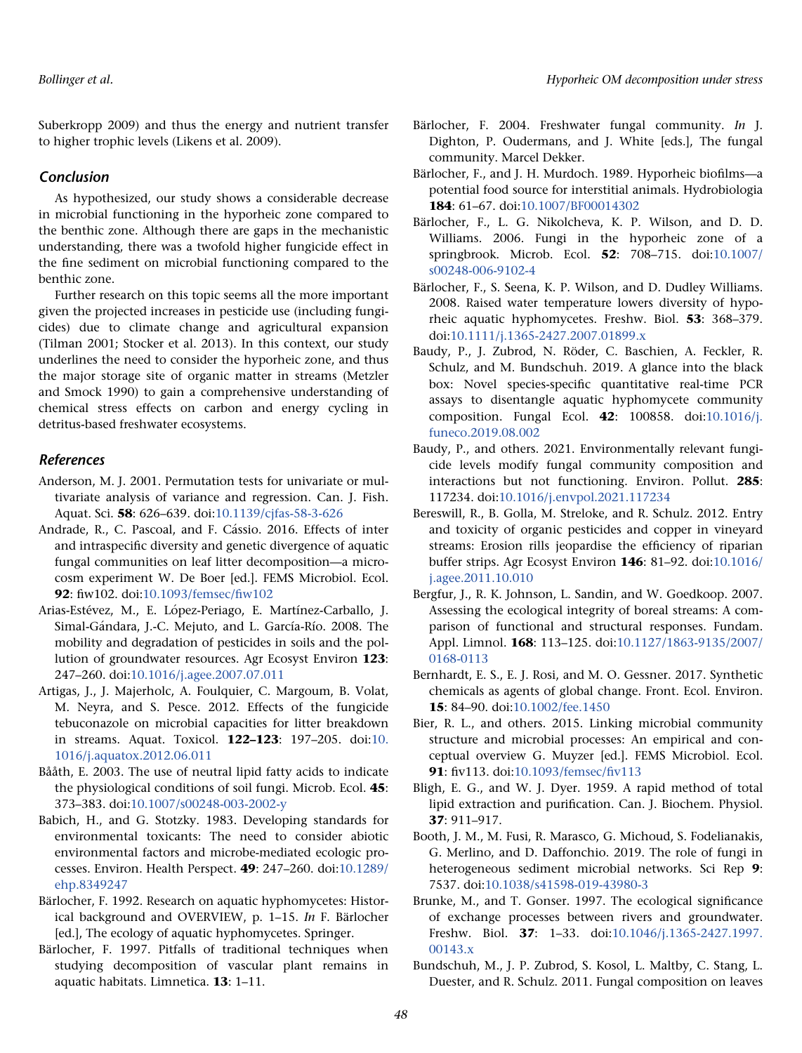Suberkropp 2009) and thus the energy and nutrient transfer to higher trophic levels (Likens et al. 2009).

## Conclusion

As hypothesized, our study shows a considerable decrease in microbial functioning in the hyporheic zone compared to the benthic zone. Although there are gaps in the mechanistic understanding, there was a twofold higher fungicide effect in the fine sediment on microbial functioning compared to the benthic zone.

Further research on this topic seems all the more important given the projected increases in pesticide use (including fungicides) due to climate change and agricultural expansion (Tilman 2001; Stocker et al. 2013). In this context, our study underlines the need to consider the hyporheic zone, and thus the major storage site of organic matter in streams (Metzler and Smock 1990) to gain a comprehensive understanding of chemical stress effects on carbon and energy cycling in detritus-based freshwater ecosystems.

## References

Anderson, M. J. 2001. Permutation tests for univariate or multivariate analysis of variance and regression. Can. J. Fish. Aquat. Sci. **58**: 626–639. doi:10.1139/cjfas-58-3-626

Andrade, R., C. Pascoal, and F. Cássio. 2016. Effects of inter and intraspecific diversity and genetic divergence of aquatic fungal communities on leaf litter decomposition—a microcosm experiment W. De Boer [ed.]. FEMS Microbiol. Ecol. **92**: fiw102. doi:10.1093/femsec/fiw102

Arias-Estévez, M., E. López-Periago, E. Martínez-Carballo, J. Simal-Gándara, J.-C. Mejuto, and L. García-Río. 2008. The mobility and degradation of pesticides in soils and the pollution of groundwater resources. Agr Ecosyst Environ **123**: 247–260. doi:10.1016/j.agee.2007.07.011

Artigas, J., J. Majerholc, A. Foulquier, C. Margoum, B. Volat, M. Neyra, and S. Pesce. 2012. Effects of the fungicide tebuconazole on microbial capacities for litter breakdown in streams. Aquat. Toxicol. **122–123**: 197–205. doi:10.1016/j.aquatox.2012.06.011

Bååth, E. 2003. The use of neutral lipid fatty acids to indicate the physiological conditions of soil fungi. Microb. Ecol. **45**: 373–383. doi:10.1007/s00248-003-2002-y

Babich, H., and G. Stotzky. 1983. Developing standards for environmental toxicants: The need to consider abiotic environmental factors and microbe-mediated ecologic processes. Environ. Health Perspect. **49**: 247–260. doi:10.1289/ehp.8349247

Bärlocher, F. 1992. Research on aquatic hyphomycetes: Historical background and OVERVIEW, p. 1–15. *In* F. Bärlocher [ed.], The ecology of aquatic hyphomycetes. Springer.

Bärlocher, F. 1997. Pitfalls of traditional techniques when studying decomposition of vascular plant remains in aquatic habitats. Limnetica. **13**: 1–11.

Bärlocher, F. 2004. Freshwater fungal community. *In* J. Dighton, P. Oudermans, and J. White [eds.], The fungal community. Marcel Dekker.

Bärlocher, F., and J. H. Murdoch. 1989. Hyporheic biofilms—a potential food source for interstitial animals. Hydrobiologia **184**: 61–67. doi:10.1007/BF00014302

Bärlocher, F., L. G. Nikolcheva, K. P. Wilson, and D. D. Williams. 2006. Fungi in the hyporheic zone of a springbrook. Microb. Ecol. **52**: 708–715. doi:10.1007/s00248-006-9102-4

Bärlocher, F., S. Seena, K. P. Wilson, and D. Dudley Williams. 2008. Raised water temperature lowers diversity of hyporheic aquatic hyphomycetes. Freshw. Biol. **53**: 368–379. doi:10.1111/j.1365-2427.2007.01899.x

Baudy, P., J. Zubrod, N. Röder, C. Baschien, A. Feckler, R. Schulz, and M. Bundschuh. 2019. A glance into the black box: Novel species-specific quantitative real-time PCR assays to disentangle aquatic hyphomycete community composition. Fungal Ecol. **42**: 100858. doi:10.1016/j.funeco.2019.08.002

Baudy, P., and others. 2021. Environmentally relevant fungicide levels modify fungal community composition and interactions but not functioning. Environ. Pollut. **285**: 117234. doi:10.1016/j.envpol.2021.117234

Bereswill, R., B. Golla, M. Streloke, and R. Schulz. 2012. Entry and toxicity of organic pesticides and copper in vineyard streams: Erosion rills jeopardise the efficiency of riparian buffer strips. Agr Ecosyst Environ **146**: 81–92. doi:10.1016/j.agee.2011.10.010

Bergfur, J., R. K. Johnson, L. Sandin, and W. Goedkoop. 2007. Assessing the ecological integrity of boreal streams: A comparison of functional and structural responses. Fundam. Appl. Limnol. **168**: 113–125. doi:10.1127/1863-9135/2007/0168-0113

Bernhardt, E. S., E. J. Rosi, and M. O. Gessner. 2017. Synthetic chemicals as agents of global change. Front. Ecol. Environ. **15**: 84–90. doi:10.1002/fee.1450

Bier, R. L., and others. 2015. Linking microbial community structure and microbial processes: An empirical and conceptual overview G. Muyzer [ed.]. FEMS Microbiol. Ecol. **91**: fiv113. doi:10.1093/femsec/fiv113

Bligh, E. G., and W. J. Dyer. 1959. A rapid method of total lipid extraction and purification. Can. J. Biochem. Physiol. **37**: 911–917.

Booth, J. M., M. Fusi, R. Marasco, G. Michoud, S. Fodelianakis, G. Merlino, and D. Daffonchio. 2019. The role of fungi in heterogeneous sediment microbial networks. Sci Rep **9**: 7537. doi:10.1038/s41598-019-43980-3

Brunke, M., and T. Gonser. 1997. The ecological significance of exchange processes between rivers and groundwater. Freshw. Biol. **37**: 1–33. doi:10.1046/j.1365-2427.1997.00143.x

Bundschuh, M., J. P. Zubrod, S. Kosol, L. Maltby, C. Stang, L. Duester, and R. Schulz. 2011. Fungal composition on leaves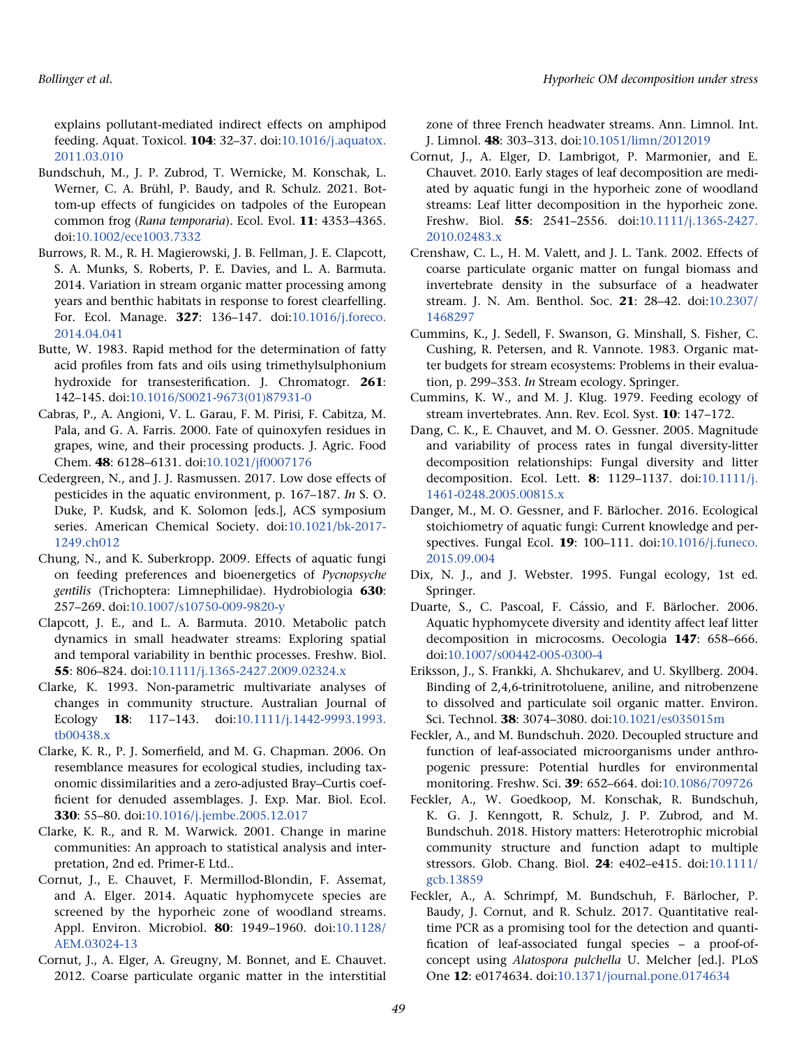explains pollutant-mediated indirect effects on amphipod feeding. Aquat. Toxicol. **104**: 32–37. doi:10.1016/j.aquatox.2011.03.010

Bundschuh, M., J. P. Zubrod, T. Wernicke, M. Konschak, L. Werner, C. A. Brühl, P. Baudy, and R. Schulz. 2021. Bottom-up effects of fungicides on tadpoles of the European common frog (*Rana temporaria*). Ecol. Evol. **11**: 4353–4365. doi:10.1002/ece1003.7332

Burrows, R. M., R. H. Magierowski, J. B. Fellman, J. E. Clapcott, S. A. Munks, S. Roberts, P. E. Davies, and L. A. Barmuta. 2014. Variation in stream organic matter processing among years and benthic habitats in response to forest clearfelling. For. Ecol. Manage. **327**: 136–147. doi:10.1016/j.foreco.2014.04.041

Butte, W. 1983. Rapid method for the determination of fatty acid profiles from fats and oils using trimethylsulphonium hydroxide for transesterification. J. Chromatogr. **261**: 142–145. doi:10.1016/S0021-9673(01)87931-0

Cabras, P., A. Angioni, V. L. Garau, F. M. Pirisi, F. Cabitza, M. Pala, and G. A. Farris. 2000. Fate of quinoxyfen residues in grapes, wine, and their processing products. J. Agric. Food Chem. **48**: 6128–6131. doi:10.1021/jf0007176

Cedergreen, N., and J. J. Rasmussen. 2017. Low dose effects of pesticides in the aquatic environment, p. 167–187. *In* S. O. Duke, P. Kudsk, and K. Solomon [eds.], ACS symposium series. American Chemical Society. doi:10.1021/bk-2017-1249.ch012

Chung, N., and K. Suberkropp. 2009. Effects of aquatic fungi on feeding preferences and bioenergetics of *Pycnopsyche gentilis* (Trichoptera: Limnephilidae). Hydrobiologia **630**: 257–269. doi:10.1007/s10750-009-9820-y

Clapcott, J. E., and L. A. Barmuta. 2010. Metabolic patch dynamics in small headwater streams: Exploring spatial and temporal variability in benthic processes. Freshw. Biol. **55**: 806–824. doi:10.1111/j.1365-2427.2009.02324.x

Clarke, K. 1993. Non-parametric multivariate analyses of changes in community structure. Australian Journal of Ecology **18**: 117–143. doi:10.1111/j.1442-9993.1993.tb00438.x

Clarke, K. R., P. J. Somerfield, and M. G. Chapman. 2006. On resemblance measures for ecological studies, including taxonomic dissimilarities and a zero-adjusted Bray–Curtis coefficient for denuded assemblages. J. Exp. Mar. Biol. Ecol. **330**: 55–80. doi:10.1016/j.jembe.2005.12.017

Clarke, K. R., and R. M. Warwick. 2001. Change in marine communities: An approach to statistical analysis and interpretation, 2nd ed. Primer-E Ltd..

Cornut, J., E. Chauvet, F. Mermillod-Blondin, F. Assemat, and A. Elger. 2014. Aquatic hyphomycete species are screened by the hyporheic zone of woodland streams. Appl. Environ. Microbiol. **80**: 1949–1960. doi:10.1128/AEM.03024-13

Cornut, J., A. Elger, A. Greugny, M. Bonnet, and E. Chauvet. 2012. Coarse particulate organic matter in the interstitial zone of three French headwater streams. Ann. Limnol. Int. J. Limnol. **48**: 303–313. doi:10.1051/limn/2012019

Cornut, J., A. Elger, D. Lambrigot, P. Marmonier, and E. Chauvet. 2010. Early stages of leaf decomposition are mediated by aquatic fungi in the hyporheic zone of woodland streams: Leaf litter decomposition in the hyporheic zone. Freshw. Biol. **55**: 2541–2556. doi:10.1111/j.1365-2427.2010.02483.x

Crenshaw, C. L., H. M. Valett, and J. L. Tank. 2002. Effects of coarse particulate organic matter on fungal biomass and invertebrate density in the subsurface of a headwater stream. J. N. Am. Benthol. Soc. **21**: 28–42. doi:10.2307/1468297

Cummins, K., J. Sedell, F. Swanson, G. Minshall, S. Fisher, C. Cushing, R. Petersen, and R. Vannote. 1983. Organic matter budgets for stream ecosystems: Problems in their evaluation, p. 299–353. *In* Stream ecology. Springer.

Cummins, K. W., and M. J. Klug. 1979. Feeding ecology of stream invertebrates. Ann. Rev. Ecol. Syst. **10**: 147–172.

Dang, C. K., E. Chauvet, and M. O. Gessner. 2005. Magnitude and variability of process rates in fungal diversity-litter decomposition relationships: Fungal diversity and litter decomposition. Ecol. Lett. **8**: 1129–1137. doi:10.1111/j.1461-0248.2005.00815.x

Danger, M., M. O. Gessner, and F. Bärlocher. 2016. Ecological stoichiometry of aquatic fungi: Current knowledge and perspectives. Fungal Ecol. **19**: 100–111. doi:10.1016/j.funeco.2015.09.004

Dix, N. J., and J. Webster. 1995. Fungal ecology, 1st ed. Springer.

Duarte, S., C. Pascoal, F. Cássio, and F. Bärlocher. 2006. Aquatic hyphomycete diversity and identity affect leaf litter decomposition in microcosms. Oecologia **147**: 658–666. doi:10.1007/s00442-005-0300-4

Eriksson, J., S. Frankki, A. Shchukarev, and U. Skyllberg. 2004. Binding of 2,4,6-trinitrotoluene, aniline, and nitrobenzene to dissolved and particulate soil organic matter. Environ. Sci. Technol. **38**: 3074–3080. doi:10.1021/es035015m

Feckler, A., and M. Bundschuh. 2020. Decoupled structure and function of leaf-associated microorganisms under anthropogenic pressure: Potential hurdles for environmental monitoring. Freshw. Sci. **39**: 652–664. doi:10.1086/709726

Feckler, A., W. Goedkoop, M. Konschak, R. Bundschuh, K. G. J. Kenngott, R. Schulz, J. P. Zubrod, and M. Bundschuh. 2018. History matters: Heterotrophic microbial community structure and function adapt to multiple stressors. Glob. Chang. Biol. **24**: e402–e415. doi:10.1111/gcb.13859

Feckler, A., A. Schrimpf, M. Bundschuh, F. Bärlocher, P. Baudy, J. Cornut, and R. Schulz. 2017. Quantitative real-time PCR as a promising tool for the detection and quantification of leaf-associated fungal species – a proof-of-concept using *Alatospora pulchella* U. Melcher [ed.]. PLoS One **12**: e0174634. doi:10.1371/journal.pone.0174634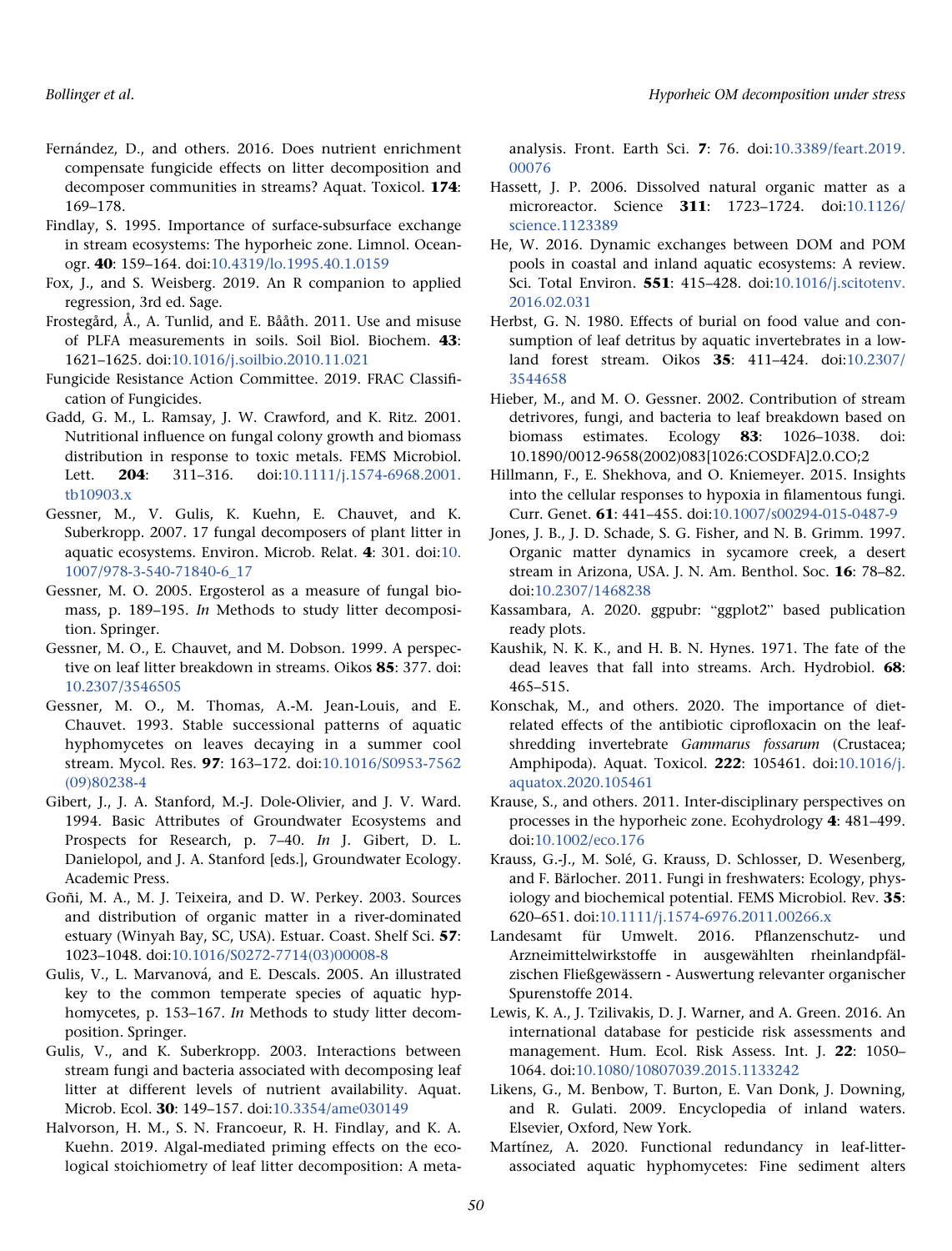Fernández, D., and others. 2016. Does nutrient enrichment compensate fungicide effects on litter decomposition and decomposer communities in streams? Aquat. Toxicol. **174**: 169–178.

Findlay, S. 1995. Importance of surface-subsurface exchange in stream ecosystems: The hyporheic zone. Limnol. Oceanogr. **40**: 159–164. doi:10.4319/lo.1995.40.1.0159

Fox, J., and S. Weisberg. 2019. An R companion to applied regression, 3rd ed. Sage.

Frostegård, Å., A. Tunlid, and E. Bååth. 2011. Use and misuse of PLFA measurements in soils. Soil Biol. Biochem. **43**: 1621–1625. doi:10.1016/j.soilbio.2010.11.021

Fungicide Resistance Action Committee. 2019. FRAC Classification of Fungicides.

Gadd, G. M., L. Ramsay, J. W. Crawford, and K. Ritz. 2001. Nutritional influence on fungal colony growth and biomass distribution in response to toxic metals. FEMS Microbiol. Lett. **204**: 311–316. doi:10.1111/j.1574-6968.2001.tb10903.x

Gessner, M., V. Gulis, K. Kuehn, E. Chauvet, and K. Suberkropp. 2007. 17 fungal decomposers of plant litter in aquatic ecosystems. Environ. Microb. Relat. **4**: 301. doi:10.1007/978-3-540-71840-6_17

Gessner, M. O. 2005. Ergosterol as a measure of fungal biomass, p. 189–195. *In* Methods to study litter decomposition. Springer.

Gessner, M. O., E. Chauvet, and M. Dobson. 1999. A perspective on leaf litter breakdown in streams. Oikos **85**: 377. doi:10.2307/3546505

Gessner, M. O., M. Thomas, A.-M. Jean-Louis, and E. Chauvet. 1993. Stable successional patterns of aquatic hyphomycetes on leaves decaying in a summer cool stream. Mycol. Res. **97**: 163–172. doi:10.1016/S0953-7562(09)80238-4

Gibert, J., J. A. Stanford, M.-J. Dole-Olivier, and J. V. Ward. 1994. Basic Attributes of Groundwater Ecosystems and Prospects for Research, p. 7–40. *In* J. Gibert, D. L. Danielopol, and J. A. Stanford [eds.], Groundwater Ecology. Academic Press.

Goñi, M. A., M. J. Teixeira, and D. W. Perkey. 2003. Sources and distribution of organic matter in a river-dominated estuary (Winyah Bay, SC, USA). Estuar. Coast. Shelf Sci. **57**: 1023–1048. doi:10.1016/S0272-7714(03)00008-8

Gulis, V., L. Marvanová, and E. Descals. 2005. An illustrated key to the common temperate species of aquatic hyphomycetes, p. 153–167. *In* Methods to study litter decomposition. Springer.

Gulis, V., and K. Suberkropp. 2003. Interactions between stream fungi and bacteria associated with decomposing leaf litter at different levels of nutrient availability. Aquat. Microb. Ecol. **30**: 149–157. doi:10.3354/ame030149

Halvorson, H. M., S. N. Francoeur, R. H. Findlay, and K. A. Kuehn. 2019. Algal-mediated priming effects on the ecological stoichiometry of leaf litter decomposition: A meta-analysis. Front. Earth Sci. **7**: 76. doi:10.3389/feart.2019.00076

Hassett, J. P. 2006. Dissolved natural organic matter as a microreactor. Science **311**: 1723–1724. doi:10.1126/science.1123389

He, W. 2016. Dynamic exchanges between DOM and POM pools in coastal and inland aquatic ecosystems: A review. Sci. Total Environ. **551**: 415–428. doi:10.1016/j.scitotenv.2016.02.031

Herbst, G. N. 1980. Effects of burial on food value and consumption of leaf detritus by aquatic invertebrates in a lowland forest stream. Oikos **35**: 411–424. doi:10.2307/3544658

Hieber, M., and M. O. Gessner. 2002. Contribution of stream detrivores, fungi, and bacteria to leaf breakdown based on biomass estimates. Ecology **83**: 1026–1038. doi:10.1890/0012-9658(2002)083[1026:COSDFA]2.0.CO;2

Hillmann, F., E. Shekhova, and O. Kniemeyer. 2015. Insights into the cellular responses to hypoxia in filamentous fungi. Curr. Genet. **61**: 441–455. doi:10.1007/s00294-015-0487-9

Jones, J. B., J. D. Schade, S. G. Fisher, and N. B. Grimm. 1997. Organic matter dynamics in sycamore creek, a desert stream in Arizona, USA. J. N. Am. Benthol. Soc. **16**: 78–82. doi:10.2307/1468238

Kassambara, A. 2020. ggpubr: "ggplot2" based publication ready plots.

Kaushik, N. K. K., and H. B. N. Hynes. 1971. The fate of the dead leaves that fall into streams. Arch. Hydrobiol. **68**: 465–515.

Konschak, M., and others. 2020. The importance of diet-related effects of the antibiotic ciprofloxacin on the leaf-shredding invertebrate *Gammarus fossarum* (Crustacea; Amphipoda). Aquat. Toxicol. **222**: 105461. doi:10.1016/j.aquatox.2020.105461

Krause, S., and others. 2011. Inter-disciplinary perspectives on processes in the hyporheic zone. Ecohydrology **4**: 481–499. doi:10.1002/eco.176

Krauss, G.-J., M. Solé, G. Krauss, D. Schlosser, D. Wesenberg, and F. Bärlocher. 2011. Fungi in freshwaters: Ecology, physiology and biochemical potential. FEMS Microbiol. Rev. **35**: 620–651. doi:10.1111/j.1574-6976.2011.00266.x

Landesamt für Umwelt. 2016. Pflanzenschutz- und Arzneimittelwirkstoffe in ausgewählten rheinlandpfälzischen Fließgewässern - Auswertung relevanter organischer Spurenstoffe 2014.

Lewis, K. A., J. Tzilivakis, D. J. Warner, and A. Green. 2016. An international database for pesticide risk assessments and management. Hum. Ecol. Risk Assess. Int. J. **22**: 1050–1064. doi:10.1080/10807039.2015.1133242

Likens, G., M. Benbow, T. Burton, E. Van Donk, J. Downing, and R. Gulati. 2009. Encyclopedia of inland waters. Elsevier, Oxford, New York.

Martínez, A. 2020. Functional redundancy in leaf-litter-associated aquatic hyphomycetes: Fine sediment alters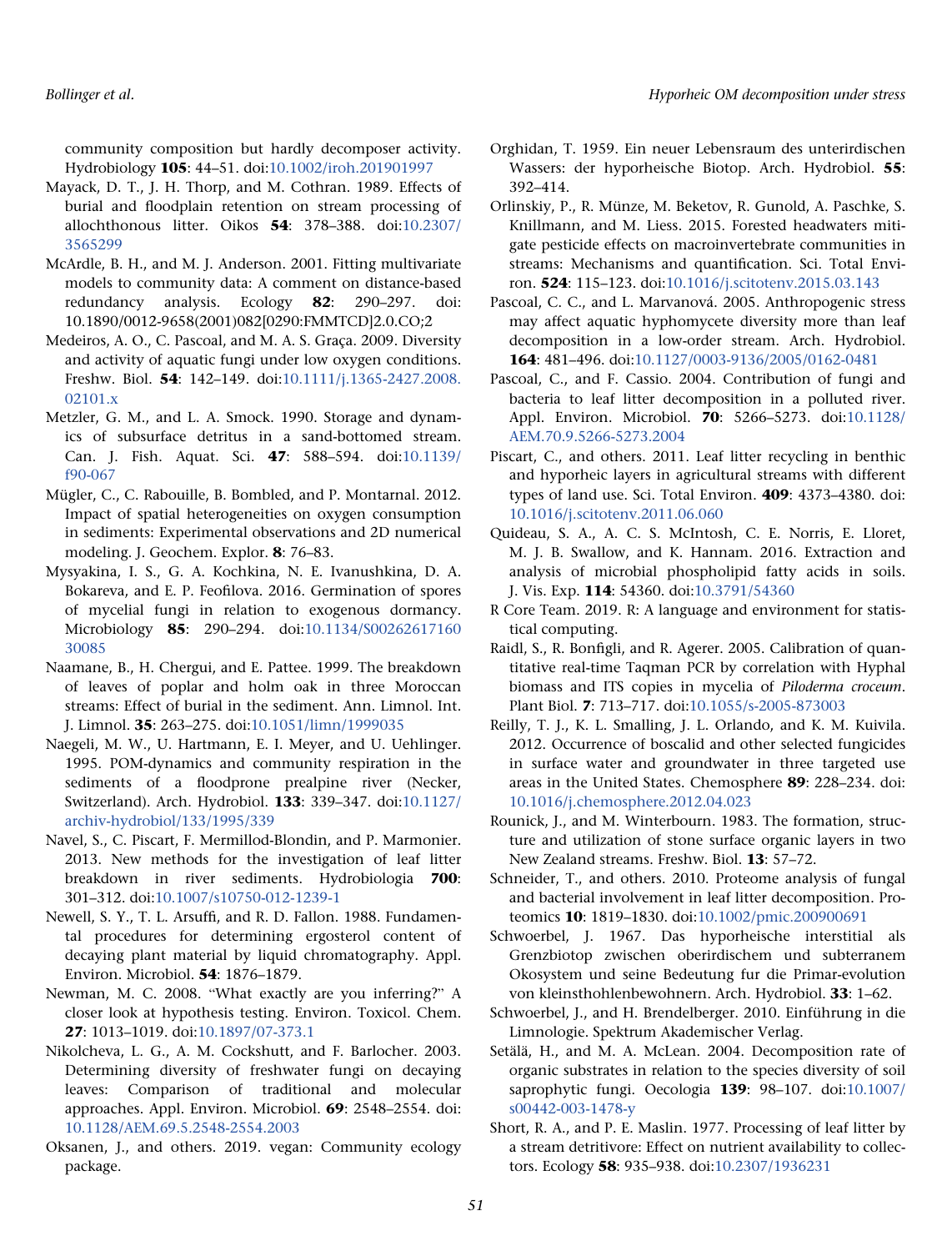community composition but hardly decomposer activity. Hydrobiology **105**: 44–51. doi:10.1002/iroh.201901997

Mayack, D. T., J. H. Thorp, and M. Cothran. 1989. Effects of burial and floodplain retention on stream processing of allochthonous litter. Oikos **54**: 378–388. doi:10.2307/3565299

McArdle, B. H., and M. J. Anderson. 2001. Fitting multivariate models to community data: A comment on distance-based redundancy analysis. Ecology **82**: 290–297. doi:10.1890/0012-9658(2001)082[0290:FMMTCD]2.0.CO;2

Medeiros, A. O., C. Pascoal, and M. A. S. Graça. 2009. Diversity and activity of aquatic fungi under low oxygen conditions. Freshw. Biol. **54**: 142–149. doi:10.1111/j.1365-2427.2008.02101.x

Metzler, G. M., and L. A. Smock. 1990. Storage and dynamics of subsurface detritus in a sand-bottomed stream. Can. J. Fish. Aquat. Sci. **47**: 588–594. doi:10.1139/f90-067

Mügler, C., C. Rabouille, B. Bombled, and P. Montarnal. 2012. Impact of spatial heterogeneities on oxygen consumption in sediments: Experimental observations and 2D numerical modeling. J. Geochem. Explor. **8**: 76–83.

Mysyakina, I. S., G. A. Kochkina, N. E. Ivanushkina, D. A. Bokareva, and E. P. Feofilova. 2016. Germination of spores of mycelial fungi in relation to exogenous dormancy. Microbiology **85**: 290–294. doi:10.1134/S0026261716030085

Naamane, B., H. Chergui, and E. Pattee. 1999. The breakdown of leaves of poplar and holm oak in three Moroccan streams: Effect of burial in the sediment. Ann. Limnol. Int. J. Limnol. **35**: 263–275. doi:10.1051/limn/1999035

Naegeli, M. W., U. Hartmann, E. I. Meyer, and U. Uehlinger. 1995. POM-dynamics and community respiration in the sediments of a floodprone prealpine river (Necker, Switzerland). Arch. Hydrobiol. **133**: 339–347. doi:10.1127/archiv-hydrobiol/133/1995/339

Navel, S., C. Piscart, F. Mermillod-Blondin, and P. Marmonier. 2013. New methods for the investigation of leaf litter breakdown in river sediments. Hydrobiologia **700**: 301–312. doi:10.1007/s10750-012-1239-1

Newell, S. Y., T. L. Arsuffi, and R. D. Fallon. 1988. Fundamental procedures for determining ergosterol content of decaying plant material by liquid chromatography. Appl. Environ. Microbiol. **54**: 1876–1879.

Newman, M. C. 2008. "What exactly are you inferring?" A closer look at hypothesis testing. Environ. Toxicol. Chem. **27**: 1013–1019. doi:10.1897/07-373.1

Nikolcheva, L. G., A. M. Cockshutt, and F. Barlocher. 2003. Determining diversity of freshwater fungi on decaying leaves: Comparison of traditional and molecular approaches. Appl. Environ. Microbiol. **69**: 2548–2554. doi:10.1128/AEM.69.5.2548-2554.2003

Oksanen, J., and others. 2019. vegan: Community ecology package.

Orghidan, T. 1959. Ein neuer Lebensraum des unterirdischen Wassers: der hyporheische Biotop. Arch. Hydrobiol. **55**: 392–414.

Orlinskiy, P., R. Münze, M. Beketov, R. Gunold, A. Paschke, S. Knillmann, and M. Liess. 2015. Forested headwaters mitigate pesticide effects on macroinvertebrate communities in streams: Mechanisms and quantification. Sci. Total Environ. **524**: 115–123. doi:10.1016/j.scitotenv.2015.03.143

Pascoal, C. C., and L. Marvanová. 2005. Anthropogenic stress may affect aquatic hyphomycete diversity more than leaf decomposition in a low-order stream. Arch. Hydrobiol. **164**: 481–496. doi:10.1127/0003-9136/2005/0162-0481

Pascoal, C., and F. Cassio. 2004. Contribution of fungi and bacteria to leaf litter decomposition in a polluted river. Appl. Environ. Microbiol. **70**: 5266–5273. doi:10.1128/AEM.70.9.5266-5273.2004

Piscart, C., and others. 2011. Leaf litter recycling in benthic and hyporheic layers in agricultural streams with different types of land use. Sci. Total Environ. **409**: 4373–4380. doi:10.1016/j.scitotenv.2011.06.060

Quideau, S. A., A. C. S. McIntosh, C. E. Norris, E. Lloret, M. J. B. Swallow, and K. Hannam. 2016. Extraction and analysis of microbial phospholipid fatty acids in soils. J. Vis. Exp. **114**: 54360. doi:10.3791/54360

R Core Team. 2019. R: A language and environment for statistical computing.

Raidl, S., R. Bonfigli, and R. Agerer. 2005. Calibration of quantitative real-time Taqman PCR by correlation with Hyphal biomass and ITS copies in mycelia of *Piloderma croceum*. Plant Biol. **7**: 713–717. doi:10.1055/s-2005-873003

Reilly, T. J., K. L. Smalling, J. L. Orlando, and K. M. Kuivila. 2012. Occurrence of boscalid and other selected fungicides in surface water and groundwater in three targeted use areas in the United States. Chemosphere **89**: 228–234. doi:10.1016/j.chemosphere.2012.04.023

Rounick, J., and M. Winterbourn. 1983. The formation, structure and utilization of stone surface organic layers in two New Zealand streams. Freshw. Biol. **13**: 57–72.

Schneider, T., and others. 2010. Proteome analysis of fungal and bacterial involvement in leaf litter decomposition. Proteomics **10**: 1819–1830. doi:10.1002/pmic.200900691

Schwoerbel, J. 1967. Das hyporheische interstitial als Grenzbiotop zwischen oberirdischem und subterranem Okosystem und seine Bedeutung fur die Primar-evolution von kleinsthohlenbewohnern. Arch. Hydrobiol. **33**: 1–62.

Schwoerbel, J., and H. Brendelberger. 2010. Einführung in die Limnologie. Spektrum Akademischer Verlag.

Setälä, H., and M. A. McLean. 2004. Decomposition rate of organic substrates in relation to the species diversity of soil saprophytic fungi. Oecologia **139**: 98–107. doi:10.1007/s00442-003-1478-y

Short, R. A., and P. E. Maslin. 1977. Processing of leaf litter by a stream detritivore: Effect on nutrient availability to collectors. Ecology **58**: 935–938. doi:10.2307/1936231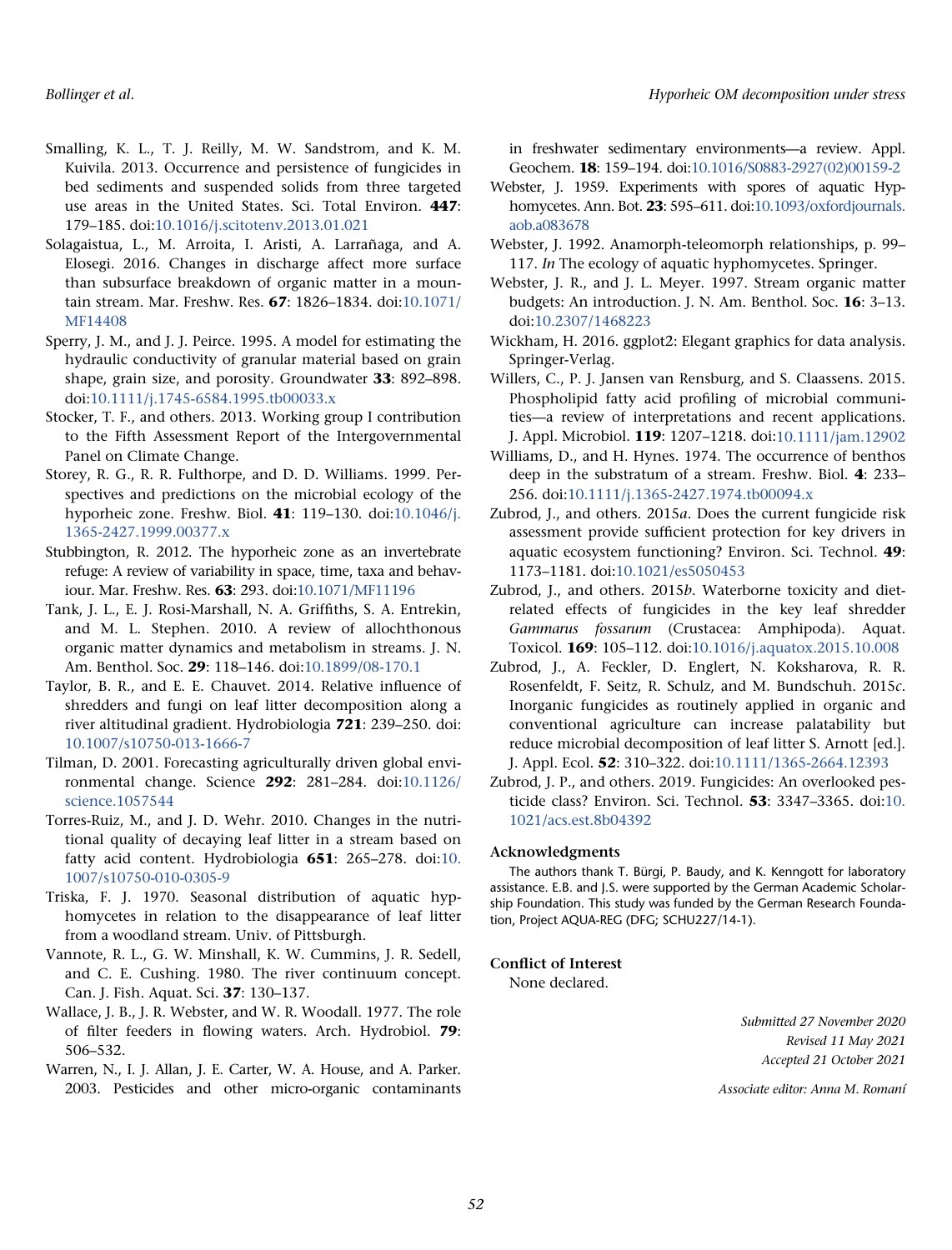Smalling, K. L., T. J. Reilly, M. W. Sandstrom, and K. M. Kuivila. 2013. Occurrence and persistence of fungicides in bed sediments and suspended solids from three targeted use areas in the United States. Sci. Total Environ. **447**: 179–185. doi:10.1016/j.scitotenv.2013.01.021

Solagaistua, L., M. Arroita, I. Aristi, A. Larrañaga, and A. Elosegi. 2016. Changes in discharge affect more surface than subsurface breakdown of organic matter in a mountain stream. Mar. Freshw. Res. **67**: 1826–1834. doi:10.1071/MF14408

Sperry, J. M., and J. J. Peirce. 1995. A model for estimating the hydraulic conductivity of granular material based on grain shape, grain size, and porosity. Groundwater **33**: 892–898. doi:10.1111/j.1745-6584.1995.tb00033.x

Stocker, T. F., and others. 2013. Working group I contribution to the Fifth Assessment Report of the Intergovernmental Panel on Climate Change.

Storey, R. G., R. R. Fulthorpe, and D. D. Williams. 1999. Perspectives and predictions on the microbial ecology of the hyporheic zone. Freshw. Biol. **41**: 119–130. doi:10.1046/j.1365-2427.1999.00377.x

Stubbington, R. 2012. The hyporheic zone as an invertebrate refuge: A review of variability in space, time, taxa and behaviour. Mar. Freshw. Res. **63**: 293. doi:10.1071/MF11196

Tank, J. L., E. J. Rosi-Marshall, N. A. Griffiths, S. A. Entrekin, and M. L. Stephen. 2010. A review of allochthonous organic matter dynamics and metabolism in streams. J. N. Am. Benthol. Soc. **29**: 118–146. doi:10.1899/08-170.1

Taylor, B. R., and E. E. Chauvet. 2014. Relative influence of shredders and fungi on leaf litter decomposition along a river altitudinal gradient. Hydrobiologia **721**: 239–250. doi:10.1007/s10750-013-1666-7

Tilman, D. 2001. Forecasting agriculturally driven global environmental change. Science **292**: 281–284. doi:10.1126/science.1057544

Torres-Ruiz, M., and J. D. Wehr. 2010. Changes in the nutritional quality of decaying leaf litter in a stream based on fatty acid content. Hydrobiologia **651**: 265–278. doi:10.1007/s10750-010-0305-9

Triska, F. J. 1970. Seasonal distribution of aquatic hyphomycetes in relation to the disappearance of leaf litter from a woodland stream. Univ. of Pittsburgh.

Vannote, R. L., G. W. Minshall, K. W. Cummins, J. R. Sedell, and C. E. Cushing. 1980. The river continuum concept. Can. J. Fish. Aquat. Sci. **37**: 130–137.

Wallace, J. B., J. R. Webster, and W. R. Woodall. 1977. The role of filter feeders in flowing waters. Arch. Hydrobiol. **79**: 506–532.

Warren, N., I. J. Allan, J. E. Carter, W. A. House, and A. Parker. 2003. Pesticides and other micro-organic contaminants in freshwater sedimentary environments—a review. Appl. Geochem. **18**: 159–194. doi:10.1016/S0883-2927(02)00159-2

Webster, J. 1959. Experiments with spores of aquatic Hyphomycetes. Ann. Bot. **23**: 595–611. doi:10.1093/oxfordjournals.aob.a083678

Webster, J. 1992. Anamorph-teleomorph relationships, p. 99–117. *In* The ecology of aquatic hyphomycetes. Springer.

Webster, J. R., and J. L. Meyer. 1997. Stream organic matter budgets: An introduction. J. N. Am. Benthol. Soc. **16**: 3–13. doi:10.2307/1468223

Wickham, H. 2016. ggplot2: Elegant graphics for data analysis. Springer-Verlag.

Willers, C., P. J. Jansen van Rensburg, and S. Claassens. 2015. Phospholipid fatty acid profiling of microbial communities—a review of interpretations and recent applications. J. Appl. Microbiol. **119**: 1207–1218. doi:10.1111/jam.12902

Williams, D., and H. Hynes. 1974. The occurrence of benthos deep in the substratum of a stream. Freshw. Biol. **4**: 233–256. doi:10.1111/j.1365-2427.1974.tb00094.x

Zubrod, J., and others. 2015*a*. Does the current fungicide risk assessment provide sufficient protection for key drivers in aquatic ecosystem functioning? Environ. Sci. Technol. **49**: 1173–1181. doi:10.1021/es5050453

Zubrod, J., and others. 2015*b*. Waterborne toxicity and diet-related effects of fungicides in the key leaf shredder *Gammarus fossarum* (Crustacea: Amphipoda). Aquat. Toxicol. **169**: 105–112. doi:10.1016/j.aquatox.2015.10.008

Zubrod, J., A. Feckler, D. Englert, N. Koksharova, R. R. Rosenfeldt, F. Seitz, R. Schulz, and M. Bundschuh. 2015*c*. Inorganic fungicides as routinely applied in organic and conventional agriculture can increase palatability but reduce microbial decomposition of leaf litter S. Arnott [ed.]. J. Appl. Ecol. **52**: 310–322. doi:10.1111/1365-2664.12393

Zubrod, J. P., and others. 2019. Fungicides: An overlooked pesticide class? Environ. Sci. Technol. **53**: 3347–3365. doi:10.1021/acs.est.8b04392

## Acknowledgments

The authors thank T. Bürgi, P. Baudy, and K. Kenngott for laboratory assistance. E.B. and J.S. were supported by the German Academic Scholarship Foundation. This study was funded by the German Research Foundation, Project AQUA-REG (DFG; SCHU227/14-1).

## Conflict of Interest

None declared.

*Submitted 27 November 2020*
*Revised 11 May 2021*
*Accepted 21 October 2021*

*Associate editor: Anna M. Romaní*